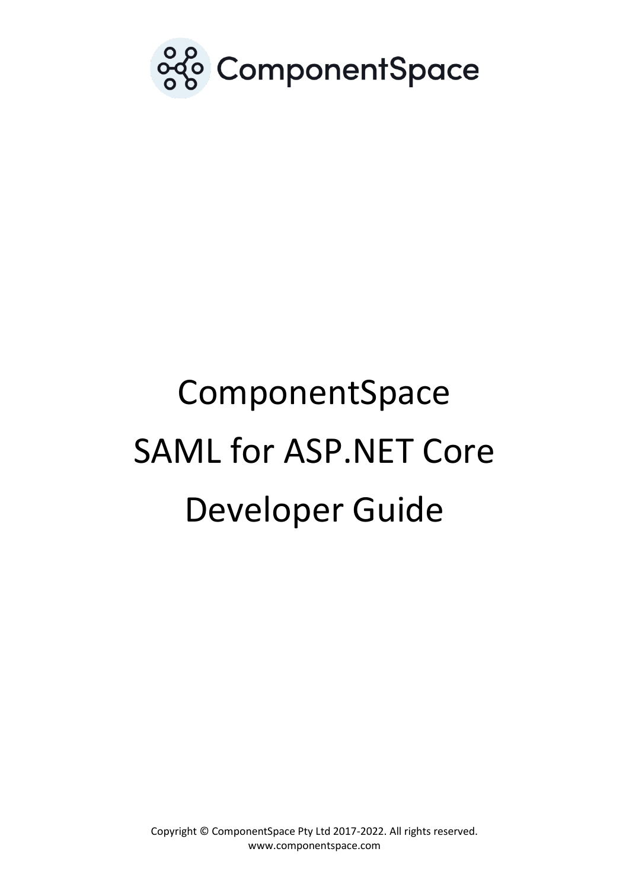ComponentSpace

# ComponentSpace SAML for ASP.NET Core Developer Guide

Copyright © ComponentSpace Pty Ltd 2017-2022. All rights reserved.
www.componentspace.com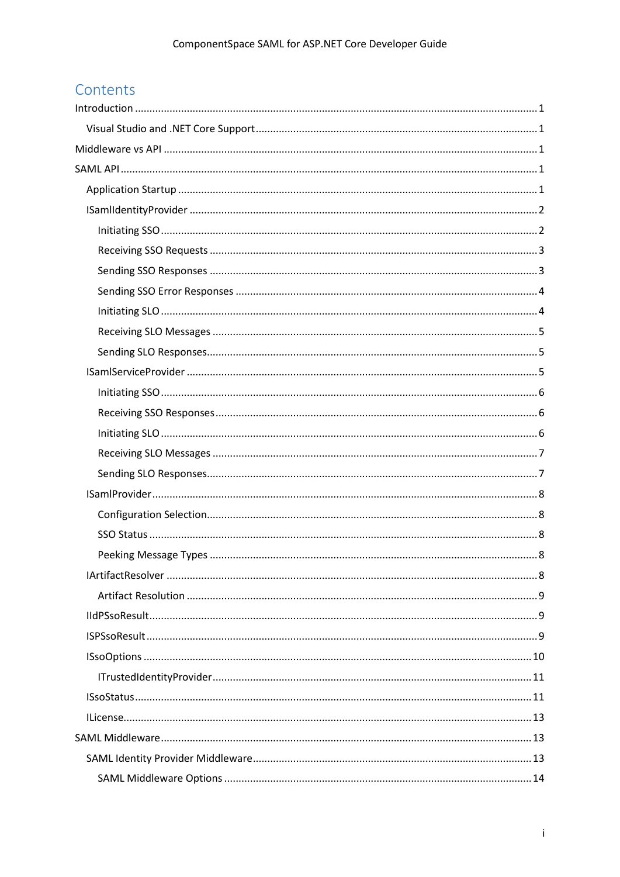# Contents

- Introduction ..... 1
  - Visual Studio and .NET Core Support ..... 1
- Middleware vs API ..... 1
- SAML API ..... 1
  - Application Startup ..... 1
  - ISamlIdentityProvider ..... 2
    - Initiating SSO ..... 2
    - Receiving SSO Requests ..... 3
    - Sending SSO Responses ..... 3
    - Sending SSO Error Responses ..... 4
    - Initiating SLO ..... 4
    - Receiving SLO Messages ..... 5
    - Sending SLO Responses ..... 5
  - ISamlServiceProvider ..... 5
    - Initiating SSO ..... 6
    - Receiving SSO Responses ..... 6
    - Initiating SLO ..... 6
    - Receiving SLO Messages ..... 7
    - Sending SLO Responses ..... 7
  - ISamlProvider ..... 8
    - Configuration Selection ..... 8
    - SSO Status ..... 8
    - Peeking Message Types ..... 8
  - IArtifactResolver ..... 8
    - Artifact Resolution ..... 9
  - IIdPSsoResult ..... 9
  - ISPSsoResult ..... 9
  - ISsoOptions ..... 10
    - ITrustedIdentityProvider ..... 11
  - ISsoStatus ..... 11
  - ILicense ..... 13
- SAML Middleware ..... 13
  - SAML Identity Provider Middleware ..... 13
    - SAML Middleware Options ..... 14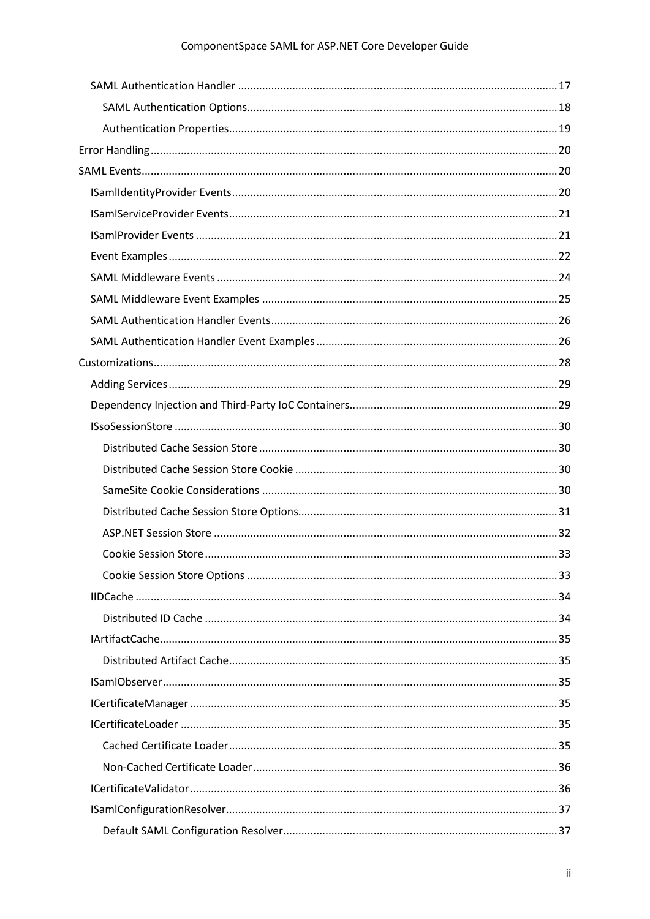- SAML Authentication Handler ........ 17
  - SAML Authentication Options ........ 18
  - Authentication Properties ........ 19
- Error Handling ........ 20
- SAML Events ........ 20
  - ISamlIdentityProvider Events ........ 20
  - ISamlServiceProvider Events ........ 21
  - ISamlProvider Events ........ 21
  - Event Examples ........ 22
  - SAML Middleware Events ........ 24
  - SAML Middleware Event Examples ........ 25
  - SAML Authentication Handler Events ........ 26
  - SAML Authentication Handler Event Examples ........ 26
- Customizations ........ 28
  - Adding Services ........ 29
  - Dependency Injection and Third-Party IoC Containers ........ 29
  - ISsoSessionStore ........ 30
    - Distributed Cache Session Store ........ 30
    - Distributed Cache Session Store Cookie ........ 30
    - SameSite Cookie Considerations ........ 30
    - Distributed Cache Session Store Options ........ 31
    - ASP.NET Session Store ........ 32
    - Cookie Session Store ........ 33
    - Cookie Session Store Options ........ 33
  - IIDCache ........ 34
    - Distributed ID Cache ........ 34
  - IArtifactCache ........ 35
    - Distributed Artifact Cache ........ 35
  - ISamlObserver ........ 35
  - ICertificateManager ........ 35
  - ICertificateLoader ........ 35
    - Cached Certificate Loader ........ 35
    - Non-Cached Certificate Loader ........ 36
  - ICertificateValidator ........ 36
  - ISamlConfigurationResolver ........ 37
    - Default SAML Configuration Resolver ........ 37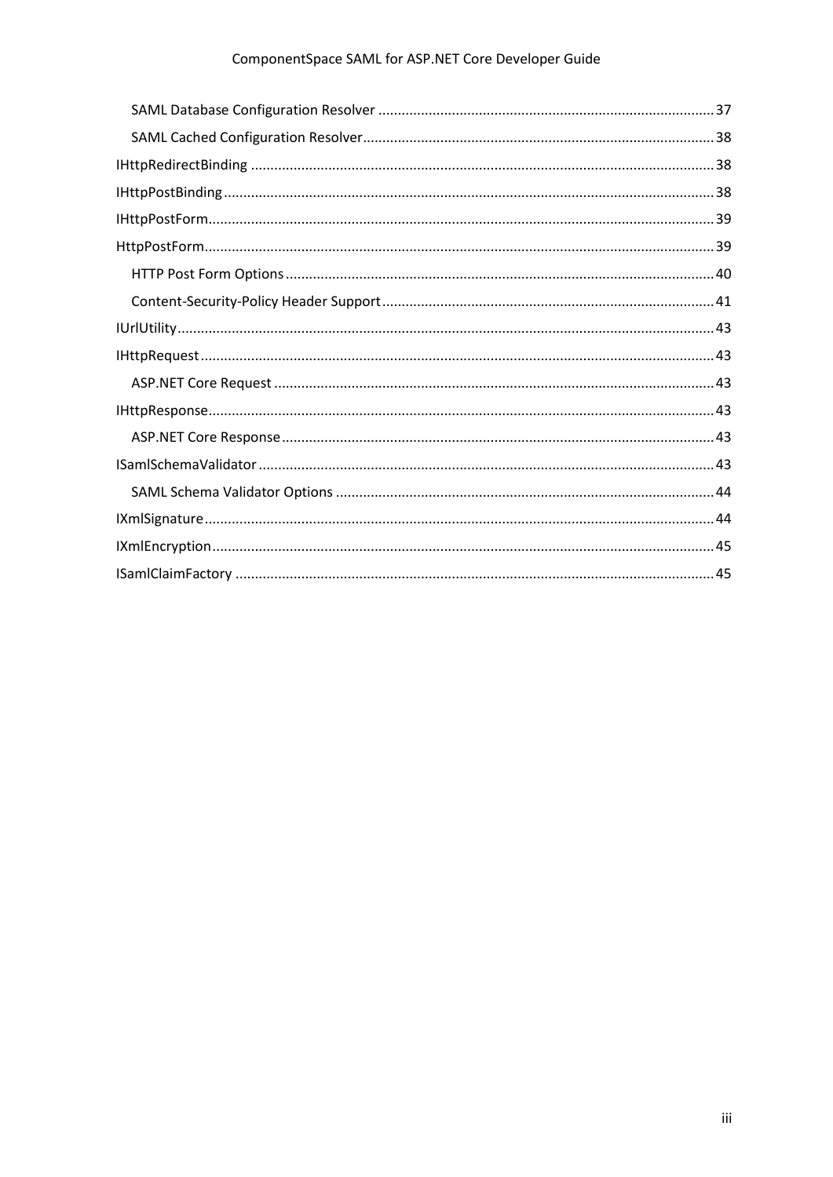- SAML Database Configuration Resolver ........ 37
- SAML Cached Configuration Resolver ........ 38

IHttpRedirectBinding ........ 38

IHttpPostBinding ........ 38

IHttpPostForm ........ 39

HttpPostForm ........ 39

- HTTP Post Form Options ........ 40
- Content-Security-Policy Header Support ........ 41

IUrlUtility ........ 43

IHttpRequest ........ 43

- ASP.NET Core Request ........ 43

IHttpResponse ........ 43

- ASP.NET Core Response ........ 43

ISamlSchemaValidator ........ 43

- SAML Schema Validator Options ........ 44

IXmlSignature ........ 44

IXmlEncryption ........ 45

ISamlClaimFactory ........ 45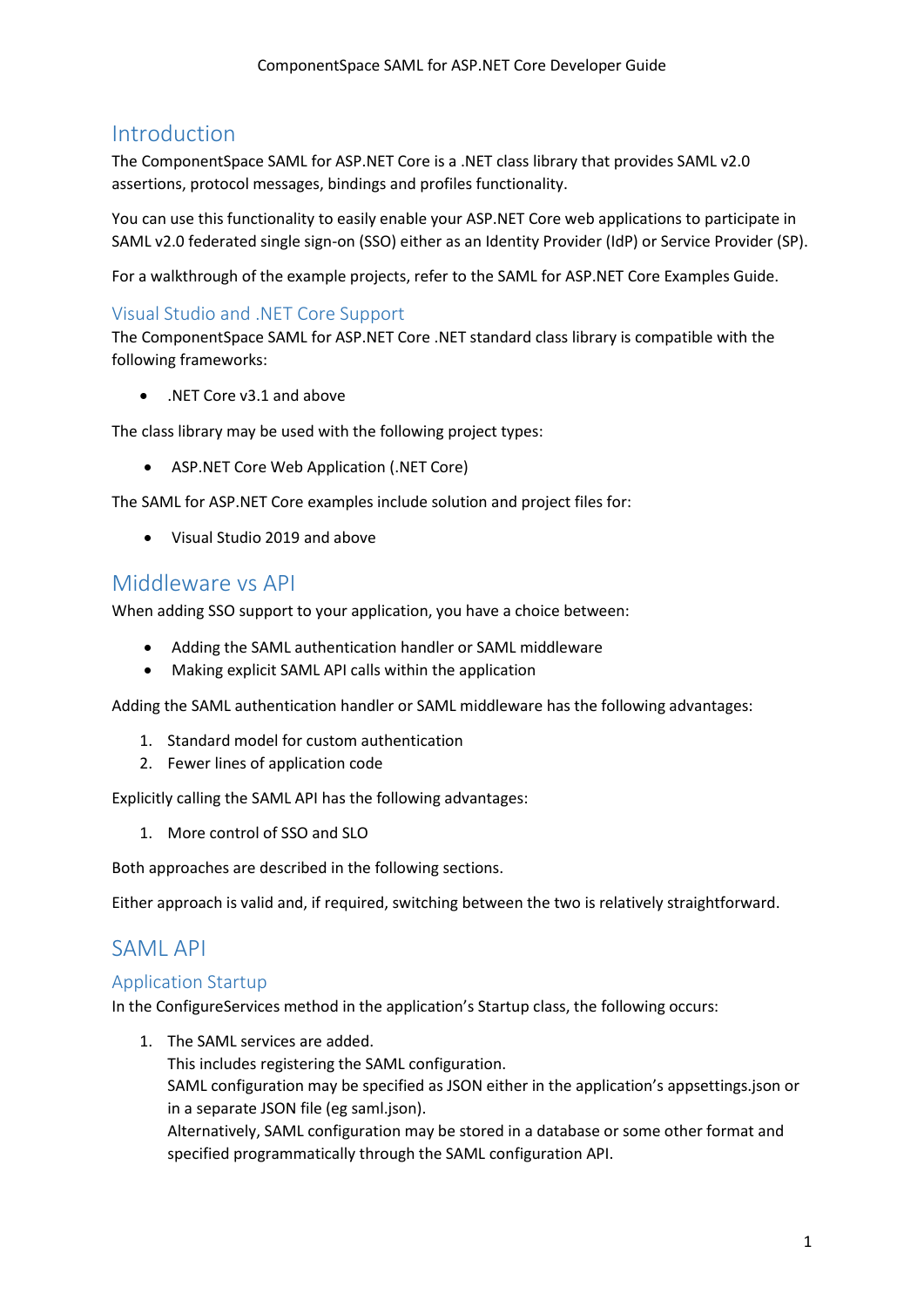# Introduction

The ComponentSpace SAML for ASP.NET Core is a .NET class library that provides SAML v2.0 assertions, protocol messages, bindings and profiles functionality.

You can use this functionality to easily enable your ASP.NET Core web applications to participate in SAML v2.0 federated single sign-on (SSO) either as an Identity Provider (IdP) or Service Provider (SP).

For a walkthrough of the example projects, refer to the SAML for ASP.NET Core Examples Guide.

## Visual Studio and .NET Core Support

The ComponentSpace SAML for ASP.NET Core .NET standard class library is compatible with the following frameworks:

- .NET Core v3.1 and above

The class library may be used with the following project types:

- ASP.NET Core Web Application (.NET Core)

The SAML for ASP.NET Core examples include solution and project files for:

- Visual Studio 2019 and above

# Middleware vs API

When adding SSO support to your application, you have a choice between:

- Adding the SAML authentication handler or SAML middleware
- Making explicit SAML API calls within the application

Adding the SAML authentication handler or SAML middleware has the following advantages:

1. Standard model for custom authentication
2. Fewer lines of application code

Explicitly calling the SAML API has the following advantages:

1. More control of SSO and SLO

Both approaches are described in the following sections.

Either approach is valid and, if required, switching between the two is relatively straightforward.

# SAML API

## Application Startup

In the ConfigureServices method in the application's Startup class, the following occurs:

1. The SAML services are added.
   This includes registering the SAML configuration.
   SAML configuration may be specified as JSON either in the application's appsettings.json or in a separate JSON file (eg saml.json).
   Alternatively, SAML configuration may be stored in a database or some other format and specified programmatically through the SAML configuration API.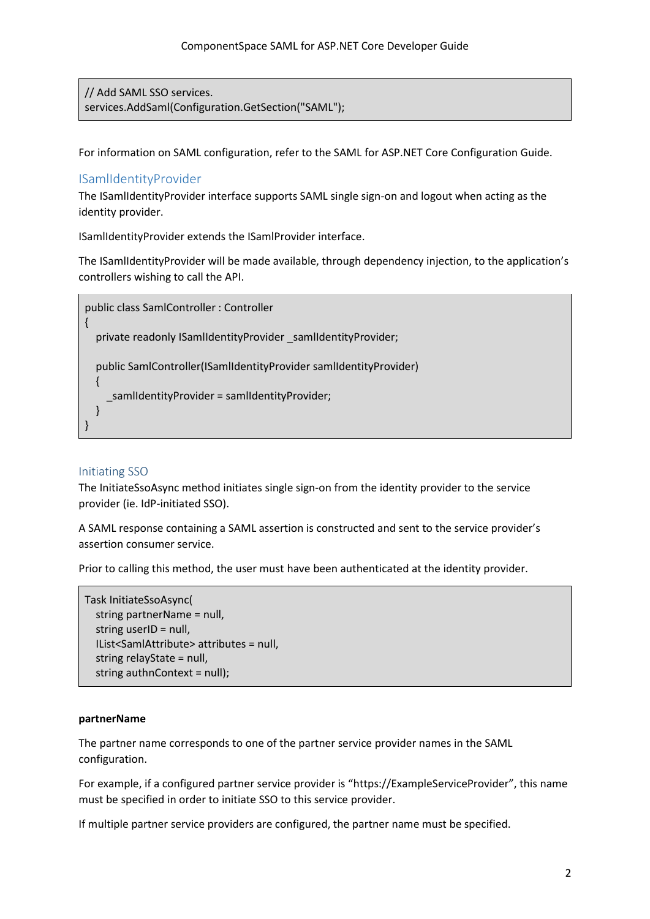```
// Add SAML SSO services.
services.AddSaml(Configuration.GetSection("SAML"));
```

For information on SAML configuration, refer to the SAML for ASP.NET Core Configuration Guide.

## ISamlIdentityProvider

The ISamlIdentityProvider interface supports SAML single sign-on and logout when acting as the identity provider.

ISamlIdentityProvider extends the ISamlProvider interface.

The ISamlIdentityProvider will be made available, through dependency injection, to the application's controllers wishing to call the API.

```
public class SamlController : Controller
{
   private readonly ISamlIdentityProvider _samlIdentityProvider;

   public SamlController(ISamlIdentityProvider samlIdentityProvider)
   {
      _samlIdentityProvider = samlIdentityProvider;
   }
}
```

### Initiating SSO

The InitiateSsoAsync method initiates single sign-on from the identity provider to the service provider (ie. IdP-initiated SSO).

A SAML response containing a SAML assertion is constructed and sent to the service provider's assertion consumer service.

Prior to calling this method, the user must have been authenticated at the identity provider.

```
Task InitiateSsoAsync(
   string partnerName = null,
   string userID = null,
   IList<SamlAttribute> attributes = null,
   string relayState = null,
   string authnContext = null);
```

**partnerName**

The partner name corresponds to one of the partner service provider names in the SAML configuration.

For example, if a configured partner service provider is "https://ExampleServiceProvider", this name must be specified in order to initiate SSO to this service provider.

If multiple partner service providers are configured, the partner name must be specified.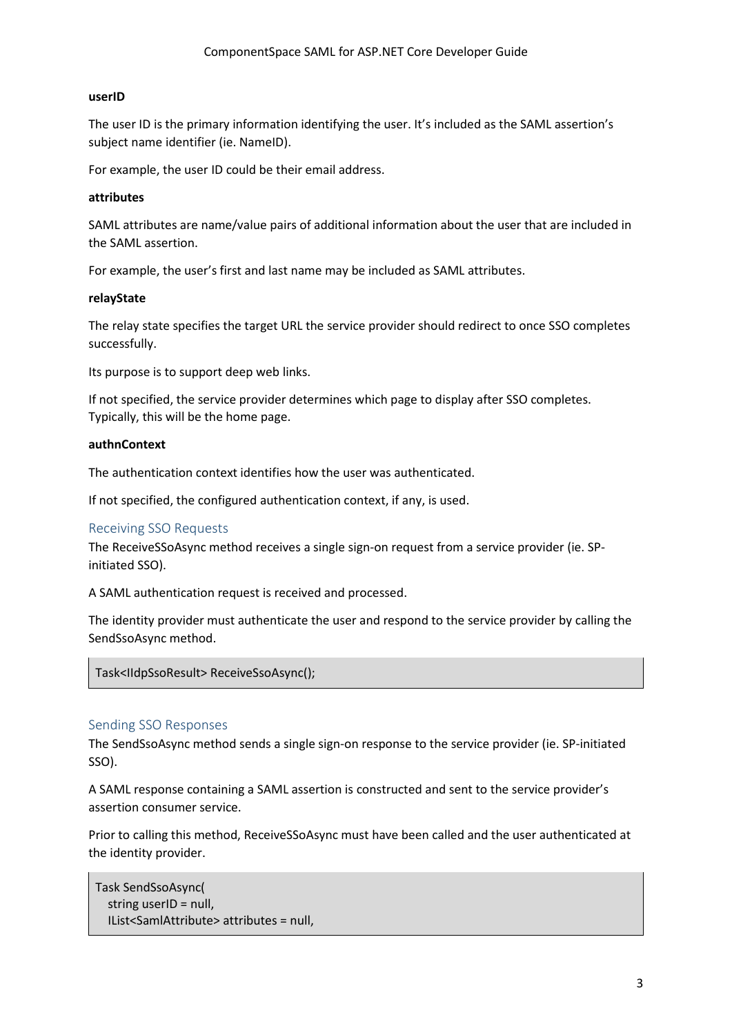**userID**

The user ID is the primary information identifying the user. It's included as the SAML assertion's subject name identifier (ie. NameID).

For example, the user ID could be their email address.

**attributes**

SAML attributes are name/value pairs of additional information about the user that are included in the SAML assertion.

For example, the user's first and last name may be included as SAML attributes.

**relayState**

The relay state specifies the target URL the service provider should redirect to once SSO completes successfully.

Its purpose is to support deep web links.

If not specified, the service provider determines which page to display after SSO completes. Typically, this will be the home page.

**authnContext**

The authentication context identifies how the user was authenticated.

If not specified, the configured authentication context, if any, is used.

### Receiving SSO Requests

The ReceiveSSoAsync method receives a single sign-on request from a service provider (ie. SP-initiated SSO).

A SAML authentication request is received and processed.

The identity provider must authenticate the user and respond to the service provider by calling the SendSsoAsync method.

```
Task<IIdpSsoResult> ReceiveSsoAsync();
```

### Sending SSO Responses

The SendSsoAsync method sends a single sign-on response to the service provider (ie. SP-initiated SSO).

A SAML response containing a SAML assertion is constructed and sent to the service provider's assertion consumer service.

Prior to calling this method, ReceiveSSoAsync must have been called and the user authenticated at the identity provider.

```
Task SendSsoAsync(
   string userID = null,
   IList<SamlAttribute> attributes = null,
```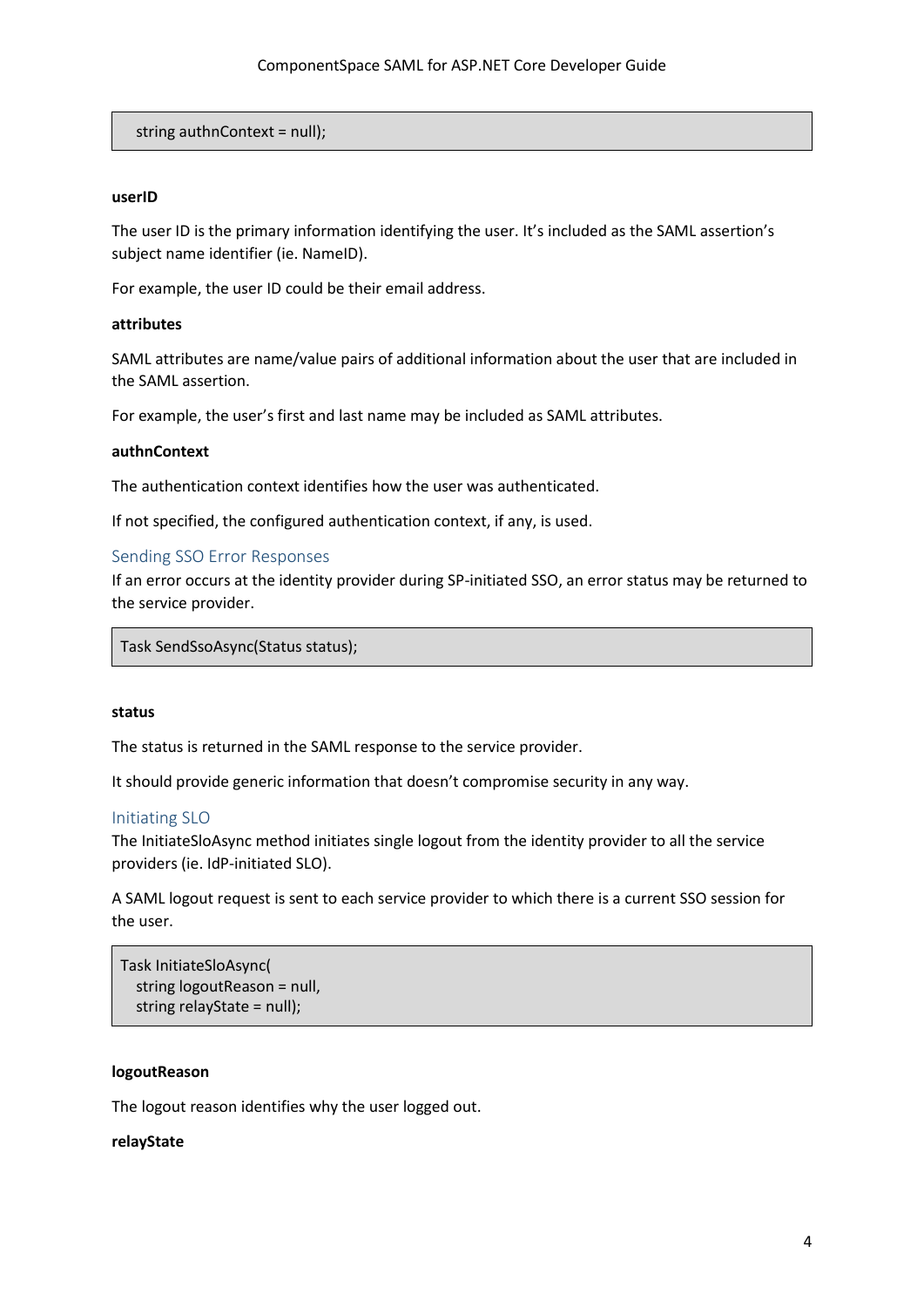```
    string authnContext = null);
```

**userID**

The user ID is the primary information identifying the user. It's included as the SAML assertion's subject name identifier (ie. NameID).

For example, the user ID could be their email address.

**attributes**

SAML attributes are name/value pairs of additional information about the user that are included in the SAML assertion.

For example, the user's first and last name may be included as SAML attributes.

**authnContext**

The authentication context identifies how the user was authenticated.

If not specified, the configured authentication context, if any, is used.

### Sending SSO Error Responses

If an error occurs at the identity provider during SP-initiated SSO, an error status may be returned to the service provider.

```
Task SendSsoAsync(Status status);
```

**status**

The status is returned in the SAML response to the service provider.

It should provide generic information that doesn't compromise security in any way.

### Initiating SLO

The InitiateSloAsync method initiates single logout from the identity provider to all the service providers (ie. IdP-initiated SLO).

A SAML logout request is sent to each service provider to which there is a current SSO session for the user.

```
Task InitiateSloAsync(
    string logoutReason = null,
    string relayState = null);
```

**logoutReason**

The logout reason identifies why the user logged out.

**relayState**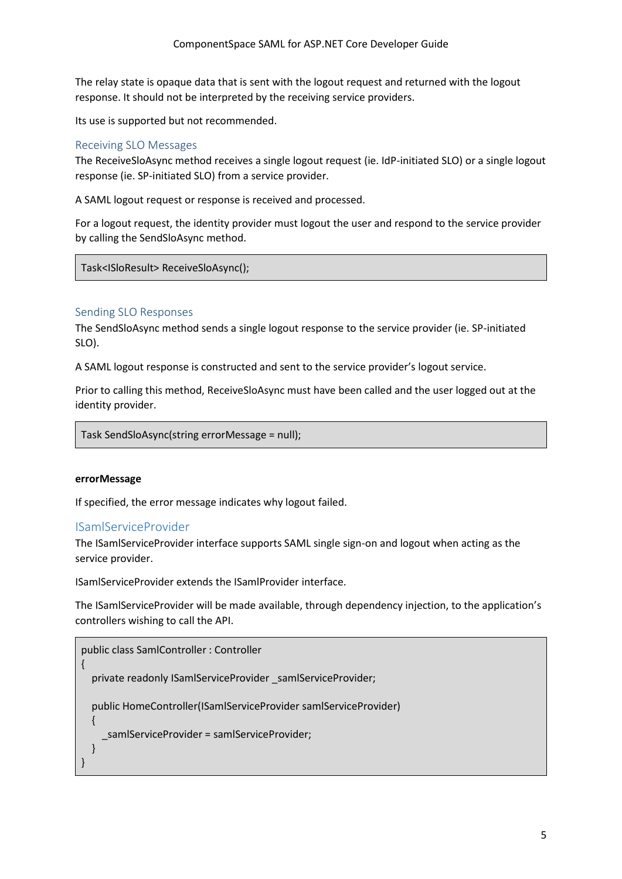The relay state is opaque data that is sent with the logout request and returned with the logout response. It should not be interpreted by the receiving service providers.

Its use is supported but not recommended.

### Receiving SLO Messages

The ReceiveSloAsync method receives a single logout request (ie. IdP-initiated SLO) or a single logout response (ie. SP-initiated SLO) from a service provider.

A SAML logout request or response is received and processed.

For a logout request, the identity provider must logout the user and respond to the service provider by calling the SendSloAsync method.

```
Task<ISloResult> ReceiveSloAsync();
```

### Sending SLO Responses

The SendSloAsync method sends a single logout response to the service provider (ie. SP-initiated SLO).

A SAML logout response is constructed and sent to the service provider's logout service.

Prior to calling this method, ReceiveSloAsync must have been called and the user logged out at the identity provider.

```
Task SendSloAsync(string errorMessage = null);
```

**errorMessage**

If specified, the error message indicates why logout failed.

## ISamlServiceProvider

The ISamlServiceProvider interface supports SAML single sign-on and logout when acting as the service provider.

ISamlServiceProvider extends the ISamlProvider interface.

The ISamlServiceProvider will be made available, through dependency injection, to the application's controllers wishing to call the API.

```
public class SamlController : Controller
{
   private readonly ISamlServiceProvider _samlServiceProvider;

   public HomeController(ISamlServiceProvider samlServiceProvider)
   {
      _samlServiceProvider = samlServiceProvider;
   }
}
```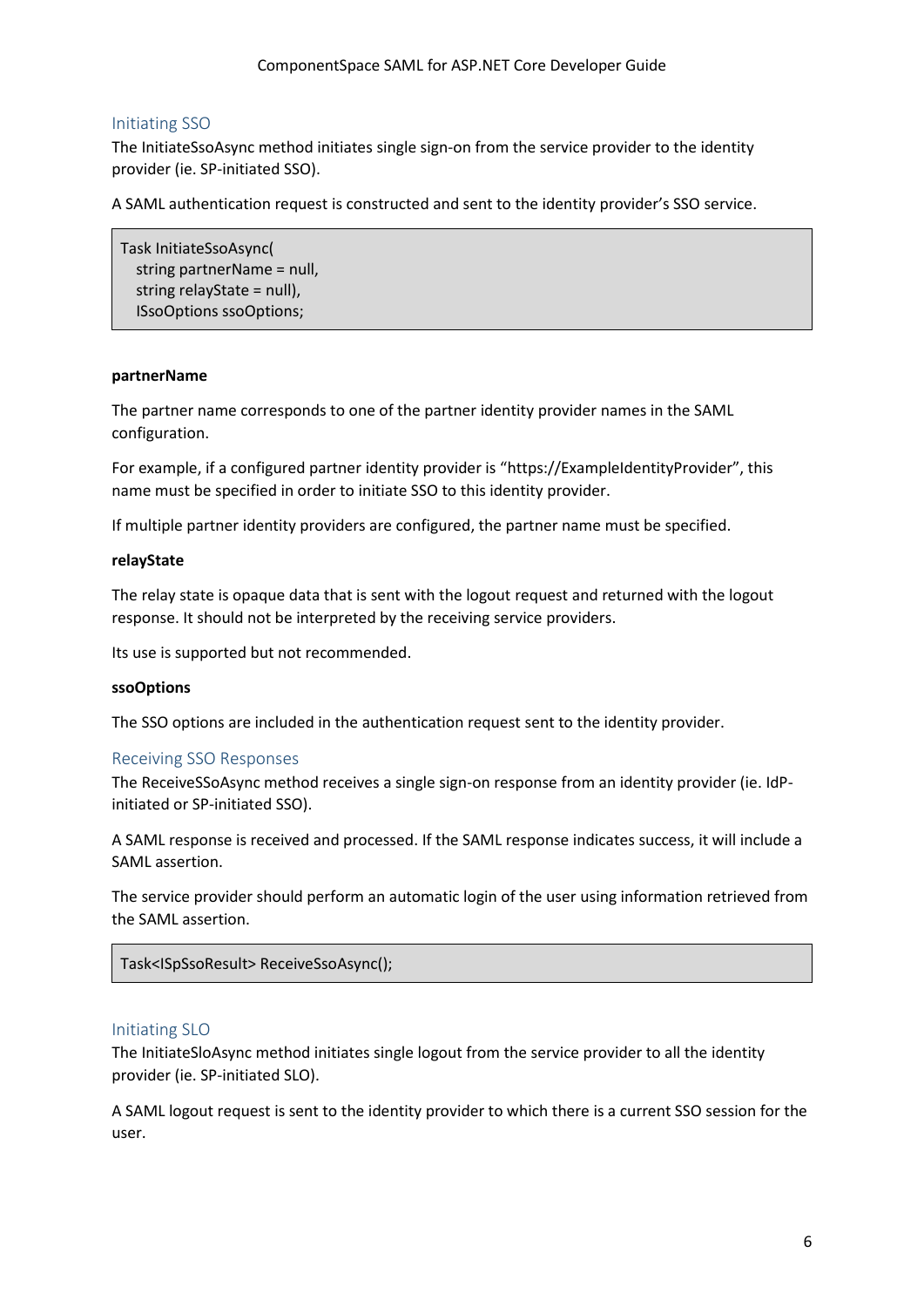## Initiating SSO

The InitiateSsoAsync method initiates single sign-on from the service provider to the identity provider (ie. SP-initiated SSO).

A SAML authentication request is constructed and sent to the identity provider's SSO service.

```
Task InitiateSsoAsync(
   string partnerName = null,
   string relayState = null),
   ISsoOptions ssoOptions;
```

**partnerName**

The partner name corresponds to one of the partner identity provider names in the SAML configuration.

For example, if a configured partner identity provider is "https://ExampleIdentityProvider", this name must be specified in order to initiate SSO to this identity provider.

If multiple partner identity providers are configured, the partner name must be specified.

**relayState**

The relay state is opaque data that is sent with the logout request and returned with the logout response. It should not be interpreted by the receiving service providers.

Its use is supported but not recommended.

**ssoOptions**

The SSO options are included in the authentication request sent to the identity provider.

## Receiving SSO Responses

The ReceiveSSoAsync method receives a single sign-on response from an identity provider (ie. IdP-initiated or SP-initiated SSO).

A SAML response is received and processed. If the SAML response indicates success, it will include a SAML assertion.

The service provider should perform an automatic login of the user using information retrieved from the SAML assertion.

```
Task<ISpSsoResult> ReceiveSsoAsync();
```

## Initiating SLO

The InitiateSloAsync method initiates single logout from the service provider to all the identity provider (ie. SP-initiated SLO).

A SAML logout request is sent to the identity provider to which there is a current SSO session for the user.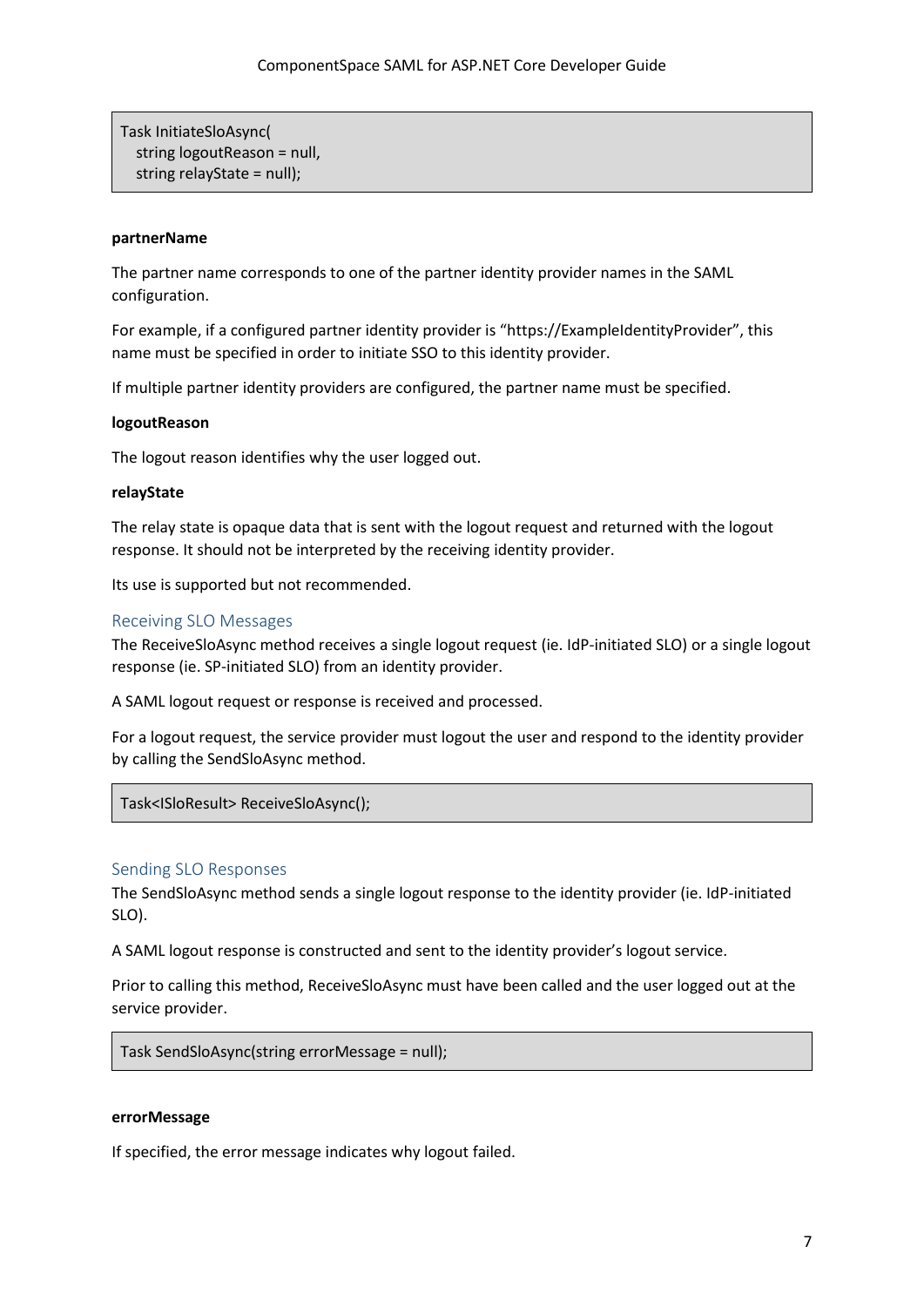```
Task InitiateSloAsync(
   string logoutReason = null,
   string relayState = null);
```

**partnerName**

The partner name corresponds to one of the partner identity provider names in the SAML configuration.

For example, if a configured partner identity provider is "https://ExampleIdentityProvider", this name must be specified in order to initiate SSO to this identity provider.

If multiple partner identity providers are configured, the partner name must be specified.

**logoutReason**

The logout reason identifies why the user logged out.

**relayState**

The relay state is opaque data that is sent with the logout request and returned with the logout response. It should not be interpreted by the receiving identity provider.

Its use is supported but not recommended.

### Receiving SLO Messages

The ReceiveSloAsync method receives a single logout request (ie. IdP-initiated SLO) or a single logout response (ie. SP-initiated SLO) from an identity provider.

A SAML logout request or response is received and processed.

For a logout request, the service provider must logout the user and respond to the identity provider by calling the SendSloAsync method.

```
Task<ISloResult> ReceiveSloAsync();
```

### Sending SLO Responses

The SendSloAsync method sends a single logout response to the identity provider (ie. IdP-initiated SLO).

A SAML logout response is constructed and sent to the identity provider's logout service.

Prior to calling this method, ReceiveSloAsync must have been called and the user logged out at the service provider.

```
Task SendSloAsync(string errorMessage = null);
```

**errorMessage**

If specified, the error message indicates why logout failed.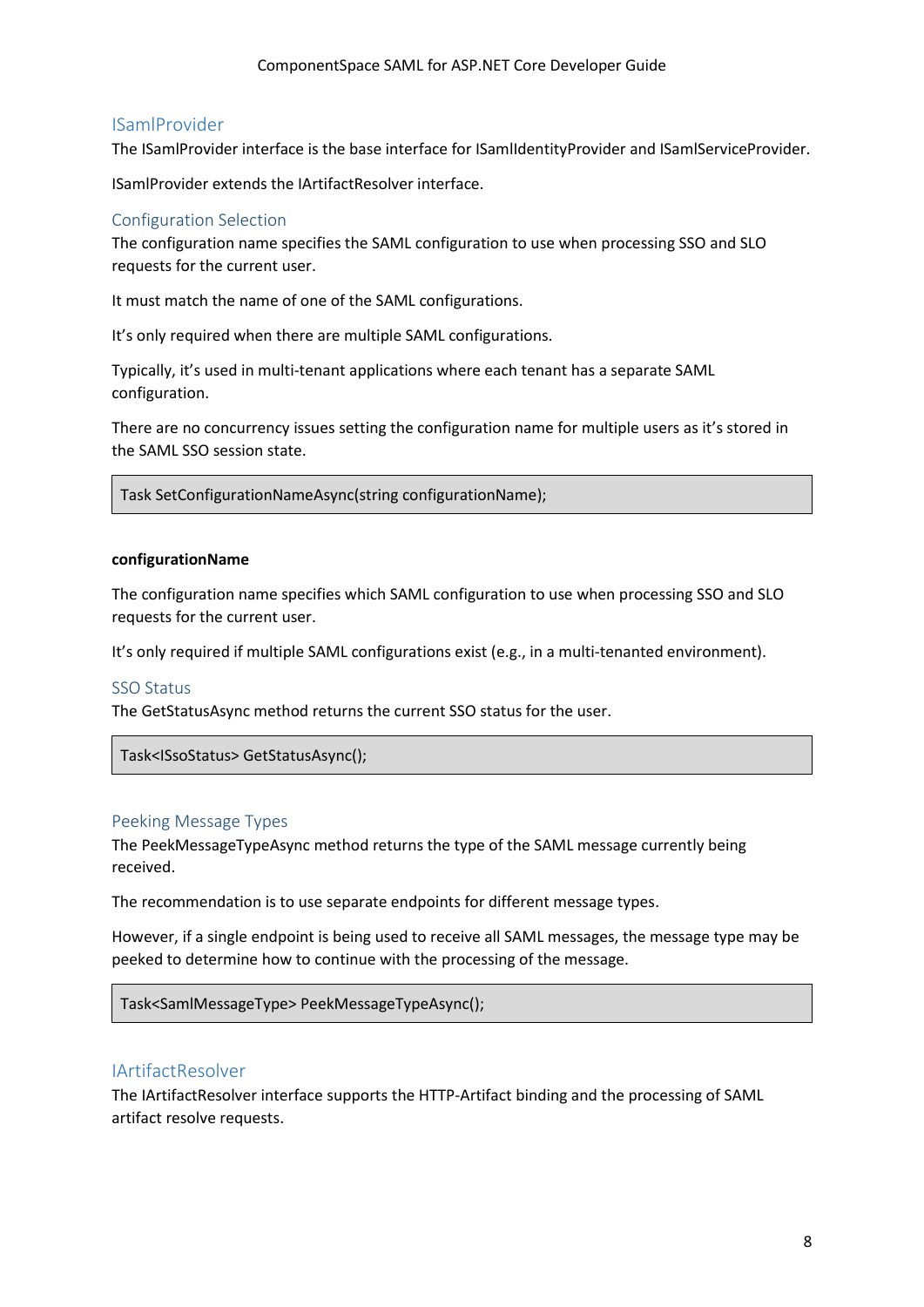## ISamlProvider

The ISamlProvider interface is the base interface for ISamlIdentityProvider and ISamlServiceProvider.

ISamlProvider extends the IArtifactResolver interface.

### Configuration Selection

The configuration name specifies the SAML configuration to use when processing SSO and SLO requests for the current user.

It must match the name of one of the SAML configurations.

It's only required when there are multiple SAML configurations.

Typically, it's used in multi-tenant applications where each tenant has a separate SAML configuration.

There are no concurrency issues setting the configuration name for multiple users as it's stored in the SAML SSO session state.

```
Task SetConfigurationNameAsync(string configurationName);
```

**configurationName**

The configuration name specifies which SAML configuration to use when processing SSO and SLO requests for the current user.

It's only required if multiple SAML configurations exist (e.g., in a multi-tenanted environment).

### SSO Status

The GetStatusAsync method returns the current SSO status for the user.

```
Task<ISsoStatus> GetStatusAsync();
```

### Peeking Message Types

The PeekMessageTypeAsync method returns the type of the SAML message currently being received.

The recommendation is to use separate endpoints for different message types.

However, if a single endpoint is being used to receive all SAML messages, the message type may be peeked to determine how to continue with the processing of the message.

```
Task<SamlMessageType> PeekMessageTypeAsync();
```

## IArtifactResolver

The IArtifactResolver interface supports the HTTP-Artifact binding and the processing of SAML artifact resolve requests.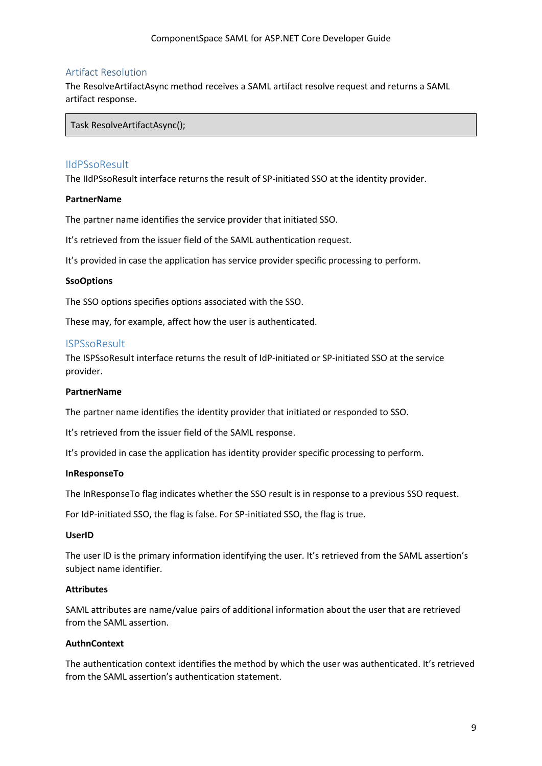### Artifact Resolution

The ResolveArtifactAsync method receives a SAML artifact resolve request and returns a SAML artifact response.

```
Task ResolveArtifactAsync();
```

## IIdPSsoResult

The IIdPSsoResult interface returns the result of SP-initiated SSO at the identity provider.

**PartnerName**

The partner name identifies the service provider that initiated SSO.

It's retrieved from the issuer field of the SAML authentication request.

It's provided in case the application has service provider specific processing to perform.

**SsoOptions**

The SSO options specifies options associated with the SSO.

These may, for example, affect how the user is authenticated.

## ISPSsoResult

The ISPSsoResult interface returns the result of IdP-initiated or SP-initiated SSO at the service provider.

**PartnerName**

The partner name identifies the identity provider that initiated or responded to SSO.

It's retrieved from the issuer field of the SAML response.

It's provided in case the application has identity provider specific processing to perform.

**InResponseTo**

The InResponseTo flag indicates whether the SSO result is in response to a previous SSO request.

For IdP-initiated SSO, the flag is false. For SP-initiated SSO, the flag is true.

**UserID**

The user ID is the primary information identifying the user. It's retrieved from the SAML assertion's subject name identifier.

**Attributes**

SAML attributes are name/value pairs of additional information about the user that are retrieved from the SAML assertion.

**AuthnContext**

The authentication context identifies the method by which the user was authenticated. It's retrieved from the SAML assertion's authentication statement.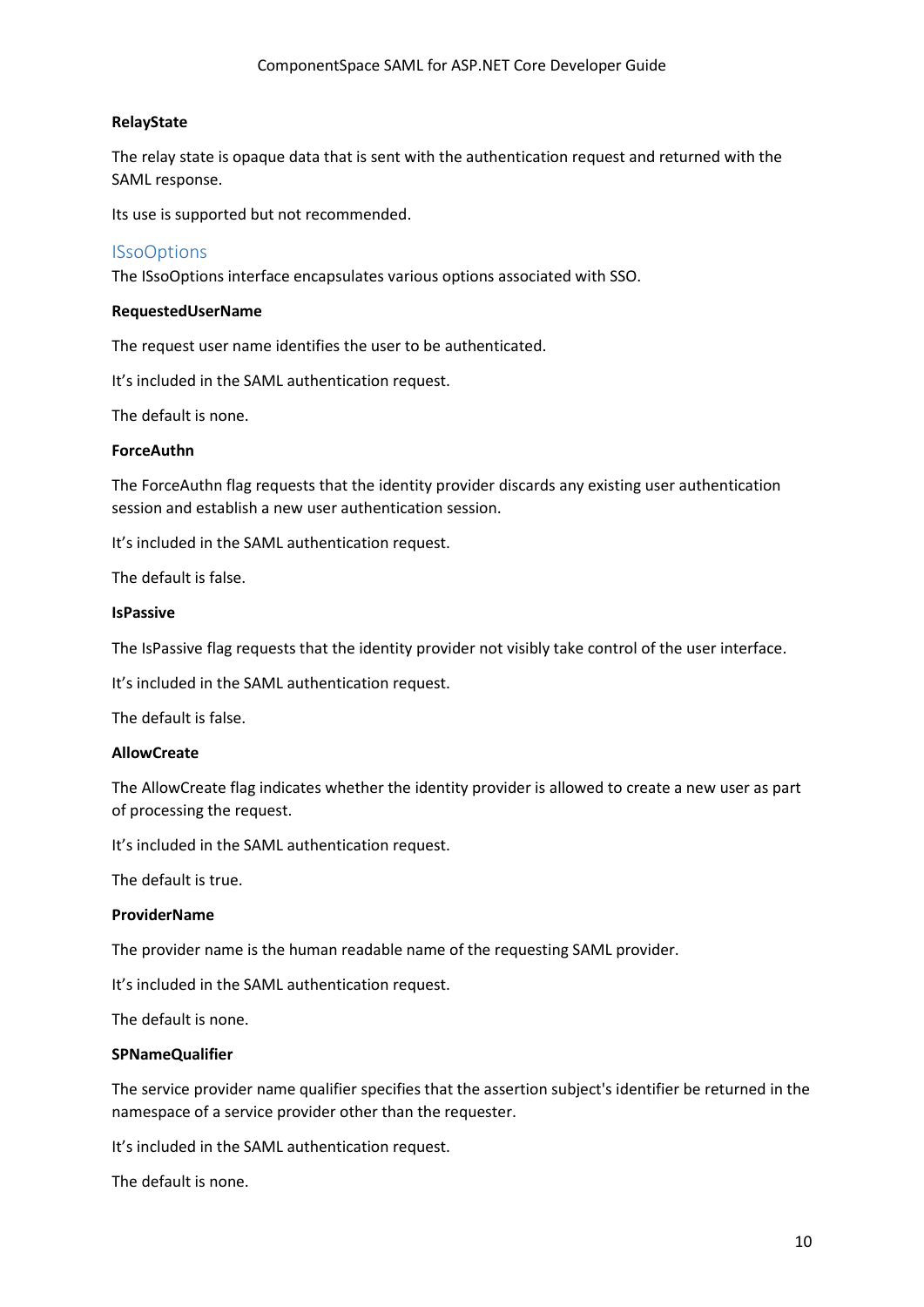**RelayState**

The relay state is opaque data that is sent with the authentication request and returned with the SAML response.

Its use is supported but not recommended.

## ISsoOptions

The ISsoOptions interface encapsulates various options associated with SSO.

**RequestedUserName**

The request user name identifies the user to be authenticated.

It's included in the SAML authentication request.

The default is none.

**ForceAuthn**

The ForceAuthn flag requests that the identity provider discards any existing user authentication session and establish a new user authentication session.

It's included in the SAML authentication request.

The default is false.

**IsPassive**

The IsPassive flag requests that the identity provider not visibly take control of the user interface.

It's included in the SAML authentication request.

The default is false.

**AllowCreate**

The AllowCreate flag indicates whether the identity provider is allowed to create a new user as part of processing the request.

It's included in the SAML authentication request.

The default is true.

**ProviderName**

The provider name is the human readable name of the requesting SAML provider.

It's included in the SAML authentication request.

The default is none.

**SPNameQualifier**

The service provider name qualifier specifies that the assertion subject's identifier be returned in the namespace of a service provider other than the requester.

It's included in the SAML authentication request.

The default is none.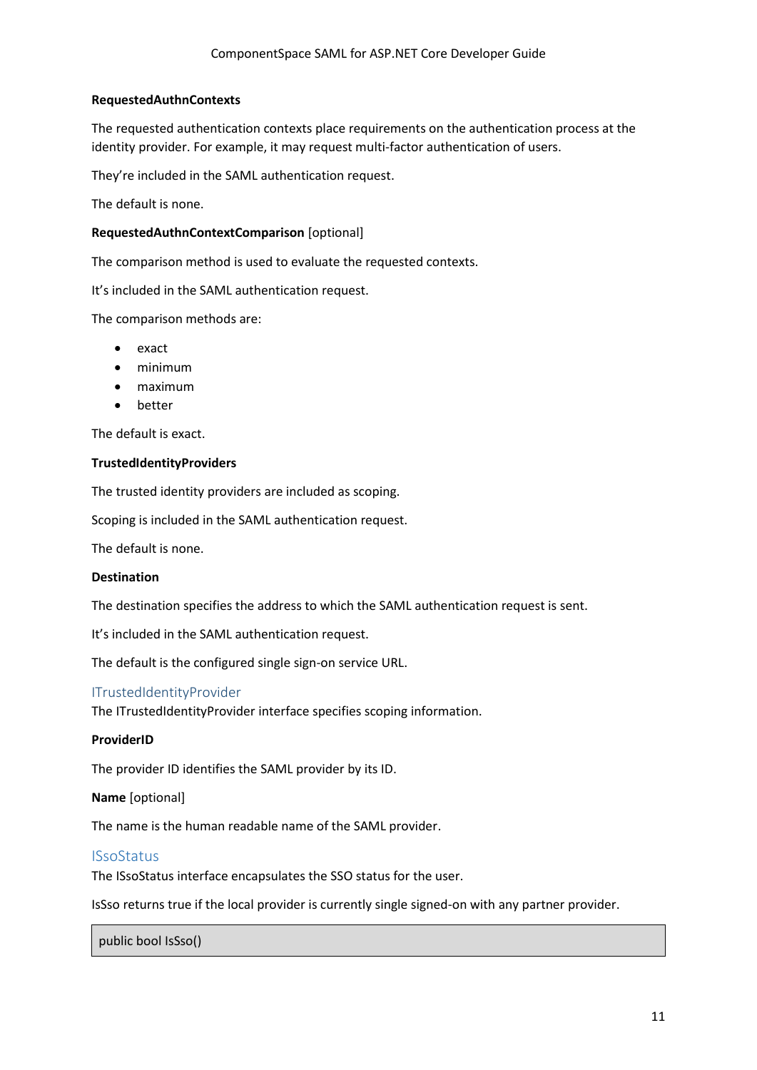**RequestedAuthnContexts**

The requested authentication contexts place requirements on the authentication process at the identity provider. For example, it may request multi-factor authentication of users.

They're included in the SAML authentication request.

The default is none.

**RequestedAuthnContextComparison** [optional]

The comparison method is used to evaluate the requested contexts.

It's included in the SAML authentication request.

The comparison methods are:

- exact
- minimum
- maximum
- better

The default is exact.

**TrustedIdentityProviders**

The trusted identity providers are included as scoping.

Scoping is included in the SAML authentication request.

The default is none.

**Destination**

The destination specifies the address to which the SAML authentication request is sent.

It's included in the SAML authentication request.

The default is the configured single sign-on service URL.

### ITrustedIdentityProvider

The ITrustedIdentityProvider interface specifies scoping information.

**ProviderID**

The provider ID identifies the SAML provider by its ID.

**Name** [optional]

The name is the human readable name of the SAML provider.

### ISsoStatus

The ISsoStatus interface encapsulates the SSO status for the user.

IsSso returns true if the local provider is currently single signed-on with any partner provider.

```
public bool IsSso()
```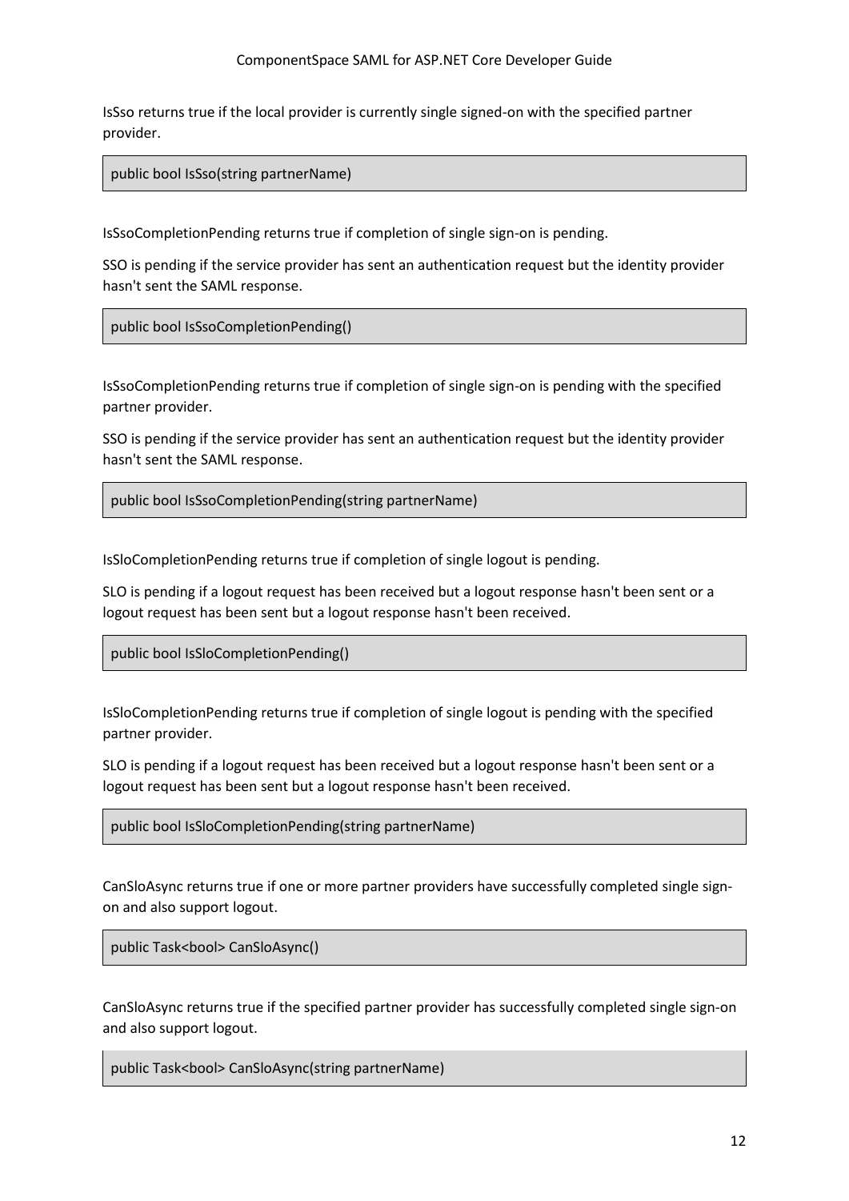IsSso returns true if the local provider is currently single signed-on with the specified partner provider.

```
public bool IsSso(string partnerName)
```

IsSsoCompletionPending returns true if completion of single sign-on is pending.

SSO is pending if the service provider has sent an authentication request but the identity provider hasn't sent the SAML response.

```
public bool IsSsoCompletionPending()
```

IsSsoCompletionPending returns true if completion of single sign-on is pending with the specified partner provider.

SSO is pending if the service provider has sent an authentication request but the identity provider hasn't sent the SAML response.

```
public bool IsSsoCompletionPending(string partnerName)
```

IsSloCompletionPending returns true if completion of single logout is pending.

SLO is pending if a logout request has been received but a logout response hasn't been sent or a logout request has been sent but a logout response hasn't been received.

```
public bool IsSloCompletionPending()
```

IsSloCompletionPending returns true if completion of single logout is pending with the specified partner provider.

SLO is pending if a logout request has been received but a logout response hasn't been sent or a logout request has been sent but a logout response hasn't been received.

```
public bool IsSloCompletionPending(string partnerName)
```

CanSloAsync returns true if one or more partner providers have successfully completed single sign-on and also support logout.

```
public Task<bool> CanSloAsync()
```

CanSloAsync returns true if the specified partner provider has successfully completed single sign-on and also support logout.

```
public Task<bool> CanSloAsync(string partnerName)
```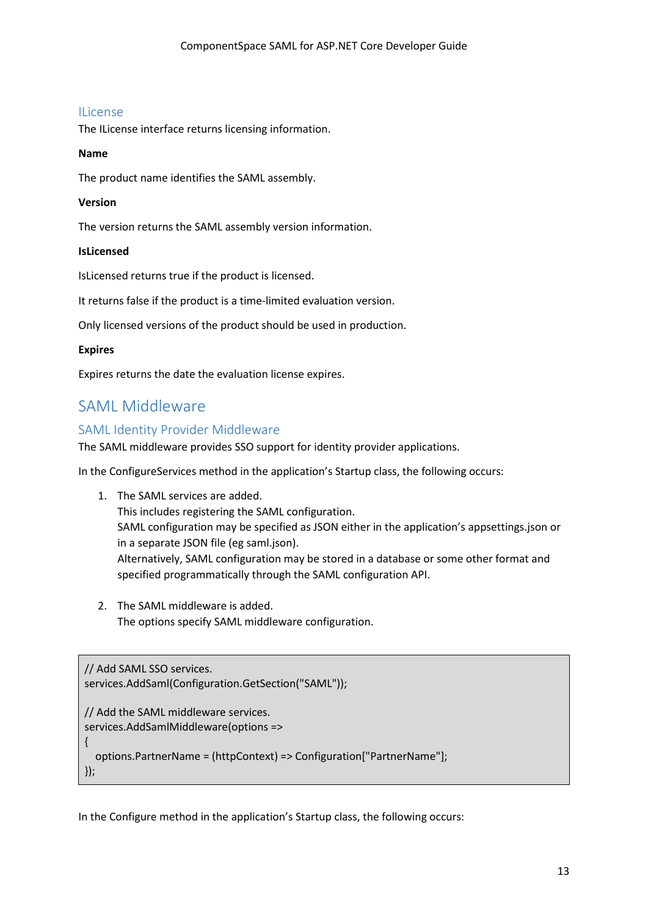### ILicense

The ILicense interface returns licensing information.

**Name**

The product name identifies the SAML assembly.

**Version**

The version returns the SAML assembly version information.

**IsLicensed**

IsLicensed returns true if the product is licensed.

It returns false if the product is a time-limited evaluation version.

Only licensed versions of the product should be used in production.

**Expires**

Expires returns the date the evaluation license expires.

## SAML Middleware

### SAML Identity Provider Middleware

The SAML middleware provides SSO support for identity provider applications.

In the ConfigureServices method in the application's Startup class, the following occurs:

1. The SAML services are added.
   This includes registering the SAML configuration.
   SAML configuration may be specified as JSON either in the application's appsettings.json or in a separate JSON file (eg saml.json).
   Alternatively, SAML configuration may be stored in a database or some other format and specified programmatically through the SAML configuration API.

2. The SAML middleware is added.
   The options specify SAML middleware configuration.

```
// Add SAML SSO services.
services.AddSaml(Configuration.GetSection("SAML"));

// Add the SAML middleware services.
services.AddSamlMiddleware(options =>
{
  options.PartnerName = (httpContext) => Configuration["PartnerName"];
});
```

In the Configure method in the application's Startup class, the following occurs: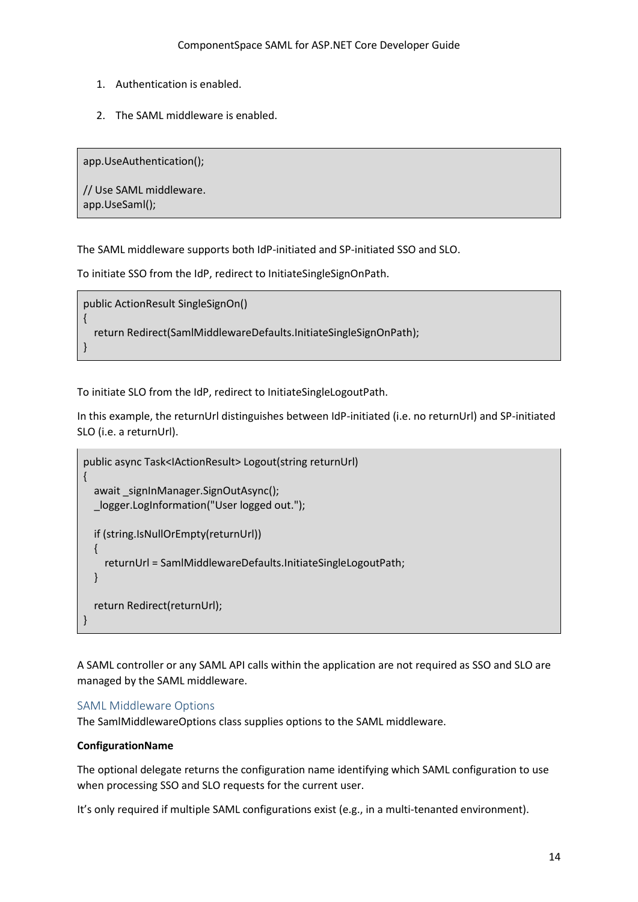1. Authentication is enabled.

2. The SAML middleware is enabled.

```
app.UseAuthentication();

// Use SAML middleware.
app.UseSaml();
```

The SAML middleware supports both IdP-initiated and SP-initiated SSO and SLO.

To initiate SSO from the IdP, redirect to InitiateSingleSignOnPath.

```
public ActionResult SingleSignOn()
{
   return Redirect(SamlMiddlewareDefaults.InitiateSingleSignOnPath);
}
```

To initiate SLO from the IdP, redirect to InitiateSingleLogoutPath.

In this example, the returnUrl distinguishes between IdP-initiated (i.e. no returnUrl) and SP-initiated SLO (i.e. a returnUrl).

```
public async Task<IActionResult> Logout(string returnUrl)
{
   await _signInManager.SignOutAsync();
   _logger.LogInformation("User logged out.");

   if (string.IsNullOrEmpty(returnUrl))
   {
      returnUrl = SamlMiddlewareDefaults.InitiateSingleLogoutPath;
   }

   return Redirect(returnUrl);
}
```

A SAML controller or any SAML API calls within the application are not required as SSO and SLO are managed by the SAML middleware.

### SAML Middleware Options

The SamlMiddlewareOptions class supplies options to the SAML middleware.

**ConfigurationName**

The optional delegate returns the configuration name identifying which SAML configuration to use when processing SSO and SLO requests for the current user.

It's only required if multiple SAML configurations exist (e.g., in a multi-tenanted environment).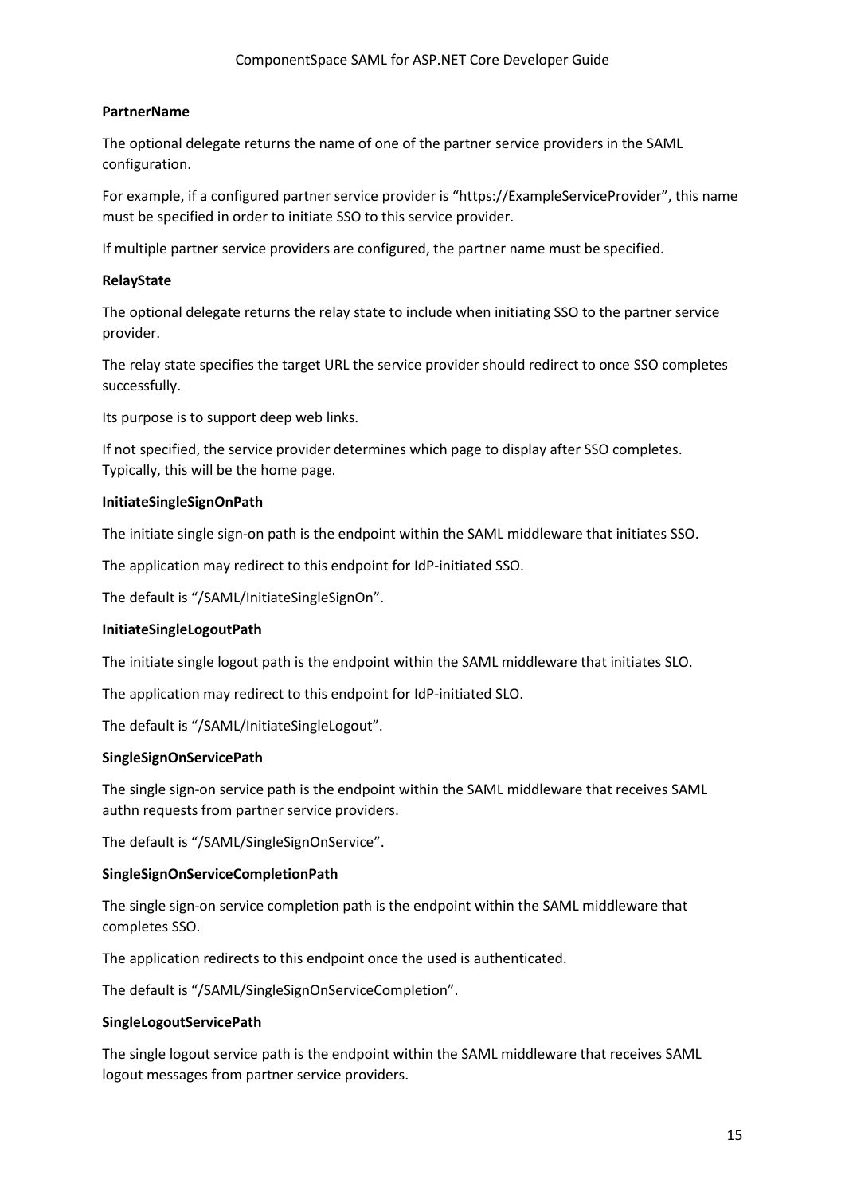**PartnerName**

The optional delegate returns the name of one of the partner service providers in the SAML configuration.

For example, if a configured partner service provider is "https://ExampleServiceProvider", this name must be specified in order to initiate SSO to this service provider.

If multiple partner service providers are configured, the partner name must be specified.

**RelayState**

The optional delegate returns the relay state to include when initiating SSO to the partner service provider.

The relay state specifies the target URL the service provider should redirect to once SSO completes successfully.

Its purpose is to support deep web links.

If not specified, the service provider determines which page to display after SSO completes. Typically, this will be the home page.

**InitiateSingleSignOnPath**

The initiate single sign-on path is the endpoint within the SAML middleware that initiates SSO.

The application may redirect to this endpoint for IdP-initiated SSO.

The default is "/SAML/InitiateSingleSignOn".

**InitiateSingleLogoutPath**

The initiate single logout path is the endpoint within the SAML middleware that initiates SLO.

The application may redirect to this endpoint for IdP-initiated SLO.

The default is "/SAML/InitiateSingleLogout".

**SingleSignOnServicePath**

The single sign-on service path is the endpoint within the SAML middleware that receives SAML authn requests from partner service providers.

The default is "/SAML/SingleSignOnService".

**SingleSignOnServiceCompletionPath**

The single sign-on service completion path is the endpoint within the SAML middleware that completes SSO.

The application redirects to this endpoint once the used is authenticated.

The default is "/SAML/SingleSignOnServiceCompletion".

**SingleLogoutServicePath**

The single logout service path is the endpoint within the SAML middleware that receives SAML logout messages from partner service providers.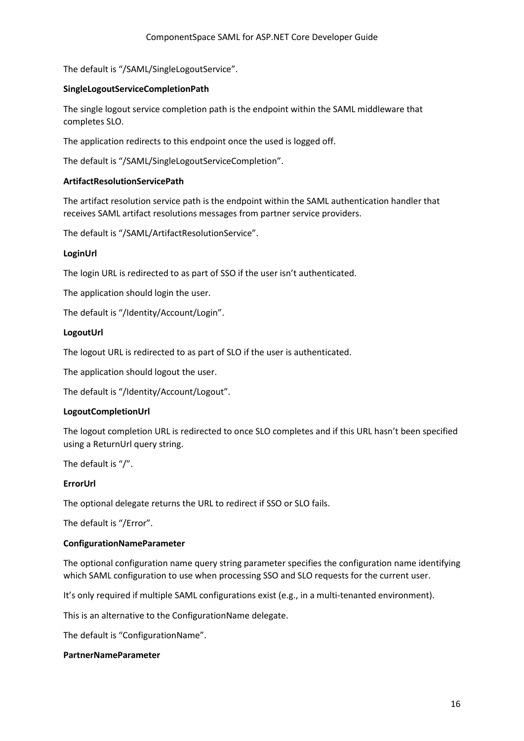The default is "/SAML/SingleLogoutService".

**SingleLogoutServiceCompletionPath**

The single logout service completion path is the endpoint within the SAML middleware that completes SLO.

The application redirects to this endpoint once the used is logged off.

The default is "/SAML/SingleLogoutServiceCompletion".

**ArtifactResolutionServicePath**

The artifact resolution service path is the endpoint within the SAML authentication handler that receives SAML artifact resolutions messages from partner service providers.

The default is "/SAML/ArtifactResolutionService".

**LoginUrl**

The login URL is redirected to as part of SSO if the user isn't authenticated.

The application should login the user.

The default is "/Identity/Account/Login".

**LogoutUrl**

The logout URL is redirected to as part of SLO if the user is authenticated.

The application should logout the user.

The default is "/Identity/Account/Logout".

**LogoutCompletionUrl**

The logout completion URL is redirected to once SLO completes and if this URL hasn't been specified using a ReturnUrl query string.

The default is "/".

**ErrorUrl**

The optional delegate returns the URL to redirect if SSO or SLO fails.

The default is "/Error".

**ConfigurationNameParameter**

The optional configuration name query string parameter specifies the configuration name identifying which SAML configuration to use when processing SSO and SLO requests for the current user.

It's only required if multiple SAML configurations exist (e.g., in a multi-tenanted environment).

This is an alternative to the ConfigurationName delegate.

The default is "ConfigurationName".

**PartnerNameParameter**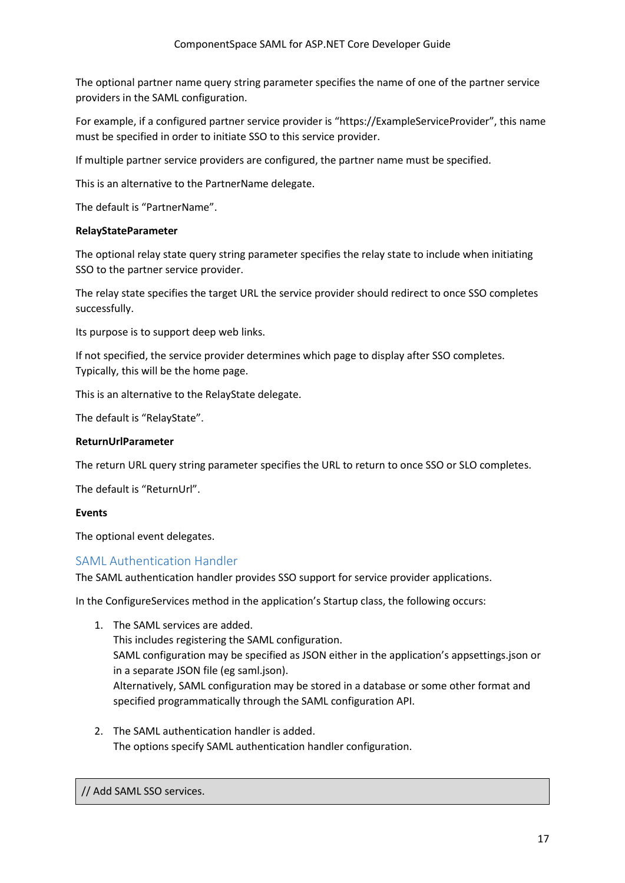The optional partner name query string parameter specifies the name of one of the partner service providers in the SAML configuration.

For example, if a configured partner service provider is "https://ExampleServiceProvider", this name must be specified in order to initiate SSO to this service provider.

If multiple partner service providers are configured, the partner name must be specified.

This is an alternative to the PartnerName delegate.

The default is "PartnerName".

**RelayStateParameter**

The optional relay state query string parameter specifies the relay state to include when initiating SSO to the partner service provider.

The relay state specifies the target URL the service provider should redirect to once SSO completes successfully.

Its purpose is to support deep web links.

If not specified, the service provider determines which page to display after SSO completes. Typically, this will be the home page.

This is an alternative to the RelayState delegate.

The default is "RelayState".

**ReturnUrlParameter**

The return URL query string parameter specifies the URL to return to once SSO or SLO completes.

The default is "ReturnUrl".

**Events**

The optional event delegates.

## SAML Authentication Handler

The SAML authentication handler provides SSO support for service provider applications.

In the ConfigureServices method in the application's Startup class, the following occurs:

1. The SAML services are added.
   This includes registering the SAML configuration.
   SAML configuration may be specified as JSON either in the application's appsettings.json or in a separate JSON file (eg saml.json).
   Alternatively, SAML configuration may be stored in a database or some other format and specified programmatically through the SAML configuration API.

2. The SAML authentication handler is added.
   The options specify SAML authentication handler configuration.

```
// Add SAML SSO services.
```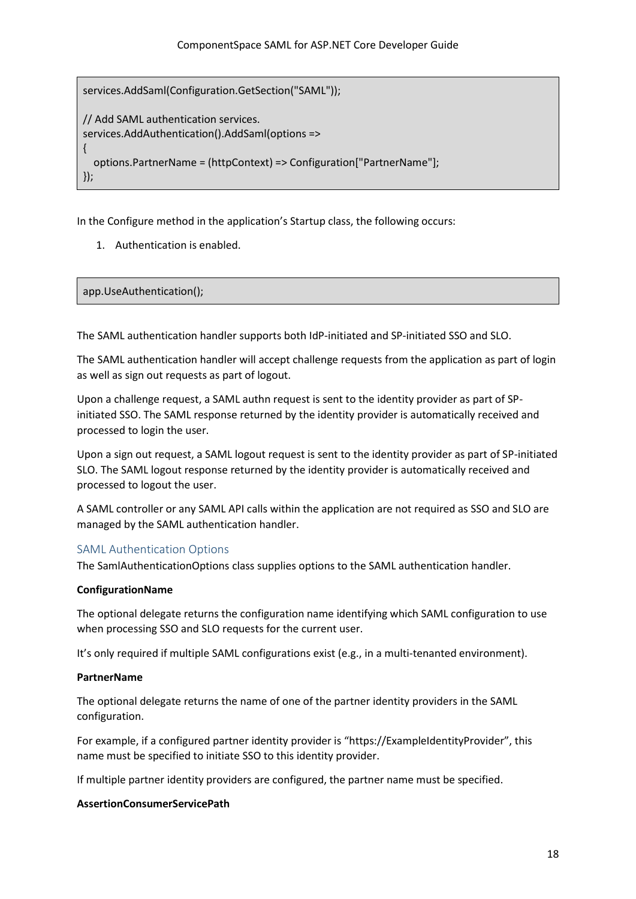```
services.AddSaml(Configuration.GetSection("SAML"));

// Add SAML authentication services.
services.AddAuthentication().AddSaml(options =>
{
   options.PartnerName = (httpContext) => Configuration["PartnerName"];
});
```

In the Configure method in the application's Startup class, the following occurs:

1. Authentication is enabled.

```
app.UseAuthentication();
```

The SAML authentication handler supports both IdP-initiated and SP-initiated SSO and SLO.

The SAML authentication handler will accept challenge requests from the application as part of login as well as sign out requests as part of logout.

Upon a challenge request, a SAML authn request is sent to the identity provider as part of SP-initiated SSO. The SAML response returned by the identity provider is automatically received and processed to login the user.

Upon a sign out request, a SAML logout request is sent to the identity provider as part of SP-initiated SLO. The SAML logout response returned by the identity provider is automatically received and processed to logout the user.

A SAML controller or any SAML API calls within the application are not required as SSO and SLO are managed by the SAML authentication handler.

## SAML Authentication Options

The SamlAuthenticationOptions class supplies options to the SAML authentication handler.

**ConfigurationName**

The optional delegate returns the configuration name identifying which SAML configuration to use when processing SSO and SLO requests for the current user.

It's only required if multiple SAML configurations exist (e.g., in a multi-tenanted environment).

**PartnerName**

The optional delegate returns the name of one of the partner identity providers in the SAML configuration.

For example, if a configured partner identity provider is "https://ExampleIdentityProvider", this name must be specified to initiate SSO to this identity provider.

If multiple partner identity providers are configured, the partner name must be specified.

**AssertionConsumerServicePath**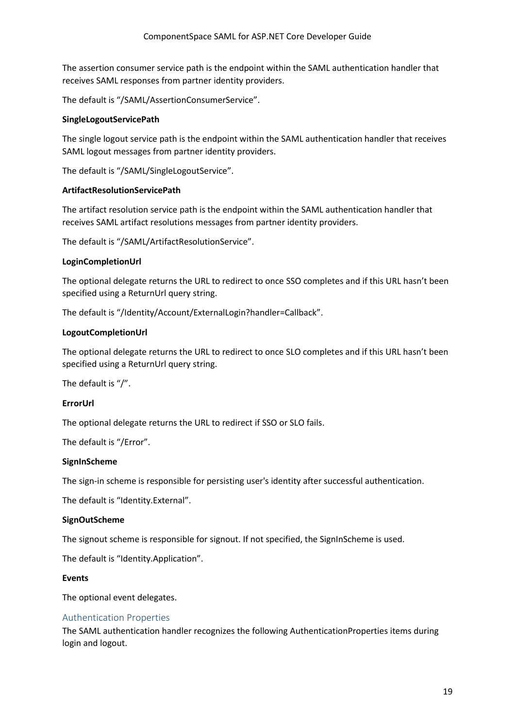The assertion consumer service path is the endpoint within the SAML authentication handler that receives SAML responses from partner identity providers.

The default is "/SAML/AssertionConsumerService".

**SingleLogoutServicePath**

The single logout service path is the endpoint within the SAML authentication handler that receives SAML logout messages from partner identity providers.

The default is "/SAML/SingleLogoutService".

**ArtifactResolutionServicePath**

The artifact resolution service path is the endpoint within the SAML authentication handler that receives SAML artifact resolutions messages from partner identity providers.

The default is "/SAML/ArtifactResolutionService".

**LoginCompletionUrl**

The optional delegate returns the URL to redirect to once SSO completes and if this URL hasn't been specified using a ReturnUrl query string.

The default is "/Identity/Account/ExternalLogin?handler=Callback".

**LogoutCompletionUrl**

The optional delegate returns the URL to redirect to once SLO completes and if this URL hasn't been specified using a ReturnUrl query string.

The default is "/".

**ErrorUrl**

The optional delegate returns the URL to redirect if SSO or SLO fails.

The default is "/Error".

**SignInScheme**

The sign-in scheme is responsible for persisting user's identity after successful authentication.

The default is "Identity.External".

**SignOutScheme**

The signout scheme is responsible for signout. If not specified, the SignInScheme is used.

The default is "Identity.Application".

**Events**

The optional event delegates.

## Authentication Properties

The SAML authentication handler recognizes the following AuthenticationProperties items during login and logout.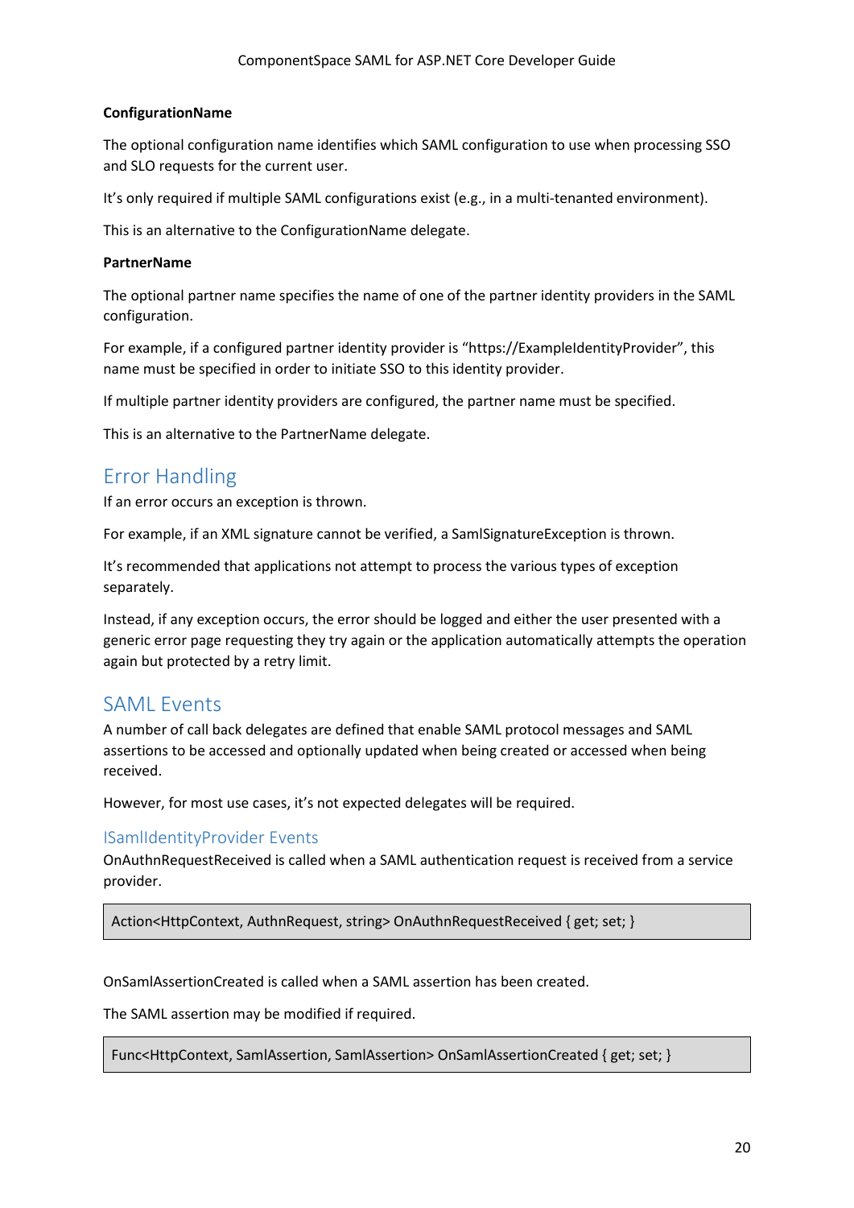#### ConfigurationName

The optional configuration name identifies which SAML configuration to use when processing SSO and SLO requests for the current user.

It's only required if multiple SAML configurations exist (e.g., in a multi-tenanted environment).

This is an alternative to the ConfigurationName delegate.

#### PartnerName

The optional partner name specifies the name of one of the partner identity providers in the SAML configuration.

For example, if a configured partner identity provider is "https://ExampleIdentityProvider", this name must be specified in order to initiate SSO to this identity provider.

If multiple partner identity providers are configured, the partner name must be specified.

This is an alternative to the PartnerName delegate.

## Error Handling

If an error occurs an exception is thrown.

For example, if an XML signature cannot be verified, a SamlSignatureException is thrown.

It's recommended that applications not attempt to process the various types of exception separately.

Instead, if any exception occurs, the error should be logged and either the user presented with a generic error page requesting they try again or the application automatically attempts the operation again but protected by a retry limit.

## SAML Events

A number of call back delegates are defined that enable SAML protocol messages and SAML assertions to be accessed and optionally updated when being created or accessed when being received.

However, for most use cases, it's not expected delegates will be required.

### ISamlIdentityProvider Events

OnAuthnRequestReceived is called when a SAML authentication request is received from a service provider.

```
Action<HttpContext, AuthnRequest, string> OnAuthnRequestReceived { get; set; }
```

OnSamlAssertionCreated is called when a SAML assertion has been created.

The SAML assertion may be modified if required.

```
Func<HttpContext, SamlAssertion, SamlAssertion> OnSamlAssertionCreated { get; set; }
```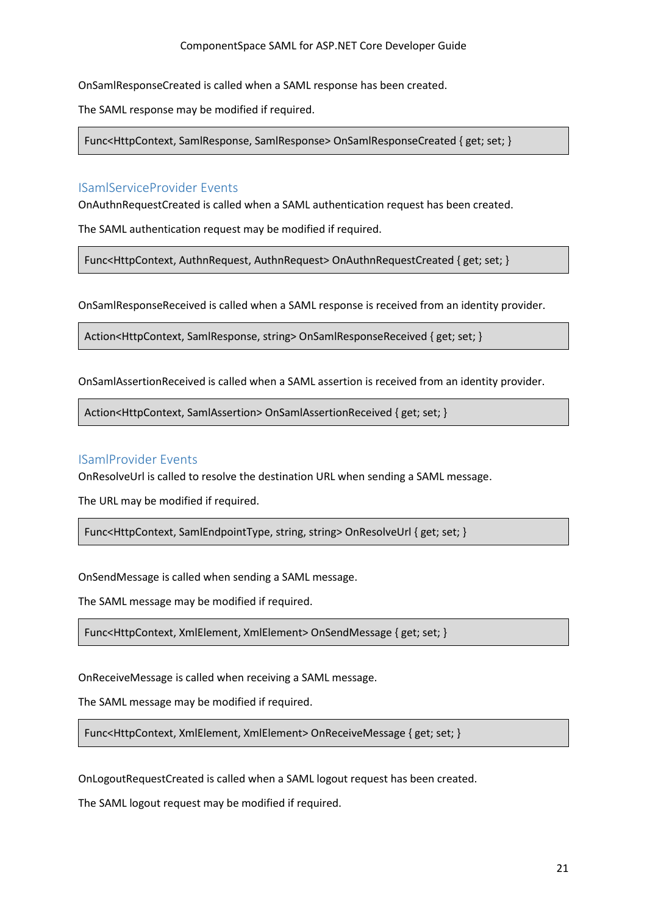OnSamlResponseCreated is called when a SAML response has been created.

The SAML response may be modified if required.

```
Func<HttpContext, SamlResponse, SamlResponse> OnSamlResponseCreated { get; set; }
```

## ISamlServiceProvider Events

OnAuthnRequestCreated is called when a SAML authentication request has been created.

The SAML authentication request may be modified if required.

```
Func<HttpContext, AuthnRequest, AuthnRequest> OnAuthnRequestCreated { get; set; }
```

OnSamlResponseReceived is called when a SAML response is received from an identity provider.

```
Action<HttpContext, SamlResponse, string> OnSamlResponseReceived { get; set; }
```

OnSamlAssertionReceived is called when a SAML assertion is received from an identity provider.

```
Action<HttpContext, SamlAssertion> OnSamlAssertionReceived { get; set; }
```

## ISamlProvider Events

OnResolveUrl is called to resolve the destination URL when sending a SAML message.

The URL may be modified if required.

```
Func<HttpContext, SamlEndpointType, string, string> OnResolveUrl { get; set; }
```

OnSendMessage is called when sending a SAML message.

The SAML message may be modified if required.

```
Func<HttpContext, XmlElement, XmlElement> OnSendMessage { get; set; }
```

OnReceiveMessage is called when receiving a SAML message.

The SAML message may be modified if required.

```
Func<HttpContext, XmlElement, XmlElement> OnReceiveMessage { get; set; }
```

OnLogoutRequestCreated is called when a SAML logout request has been created.

The SAML logout request may be modified if required.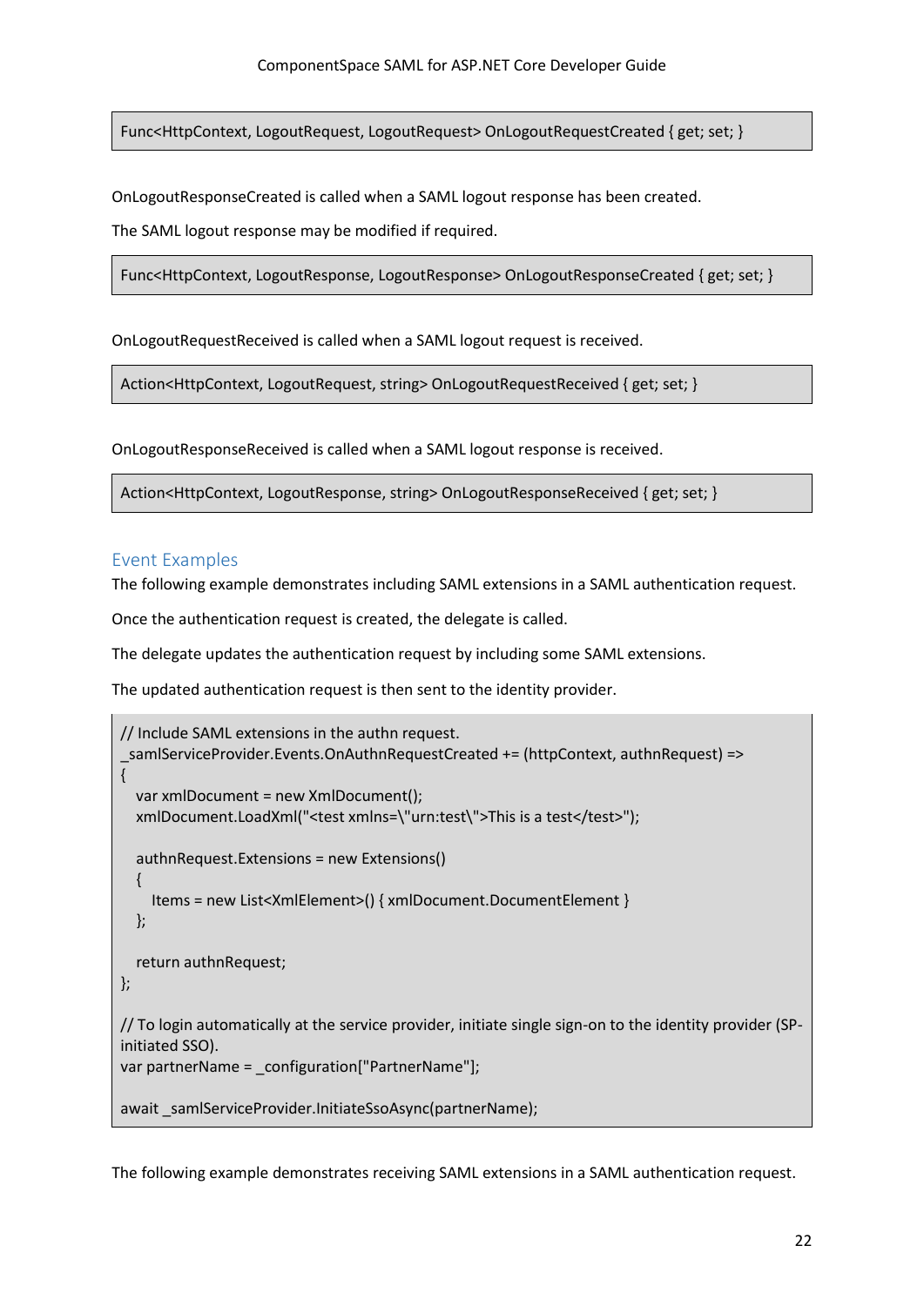```
Func<HttpContext, LogoutRequest, LogoutRequest> OnLogoutRequestCreated { get; set; }
```

OnLogoutResponseCreated is called when a SAML logout response has been created.

The SAML logout response may be modified if required.

```
Func<HttpContext, LogoutResponse, LogoutResponse> OnLogoutResponseCreated { get; set; }
```

OnLogoutRequestReceived is called when a SAML logout request is received.

```
Action<HttpContext, LogoutRequest, string> OnLogoutRequestReceived { get; set; }
```

OnLogoutResponseReceived is called when a SAML logout response is received.

```
Action<HttpContext, LogoutResponse, string> OnLogoutResponseReceived { get; set; }
```

## Event Examples

The following example demonstrates including SAML extensions in a SAML authentication request.

Once the authentication request is created, the delegate is called.

The delegate updates the authentication request by including some SAML extensions.

The updated authentication request is then sent to the identity provider.

```
// Include SAML extensions in the authn request.
_samlServiceProvider.Events.OnAuthnRequestCreated += (httpContext, authnRequest) =>
{
   var xmlDocument = new XmlDocument();
   xmlDocument.LoadXml("<test xmlns=\"urn:test\">This is a test</test>");

   authnRequest.Extensions = new Extensions()
   {
      Items = new List<XmlElement>() { xmlDocument.DocumentElement }
   };

   return authnRequest;
};

// To login automatically at the service provider, initiate single sign-on to the identity provider (SP-initiated SSO).
var partnerName = _configuration["PartnerName"];

await _samlServiceProvider.InitiateSsoAsync(partnerName);
```

The following example demonstrates receiving SAML extensions in a SAML authentication request.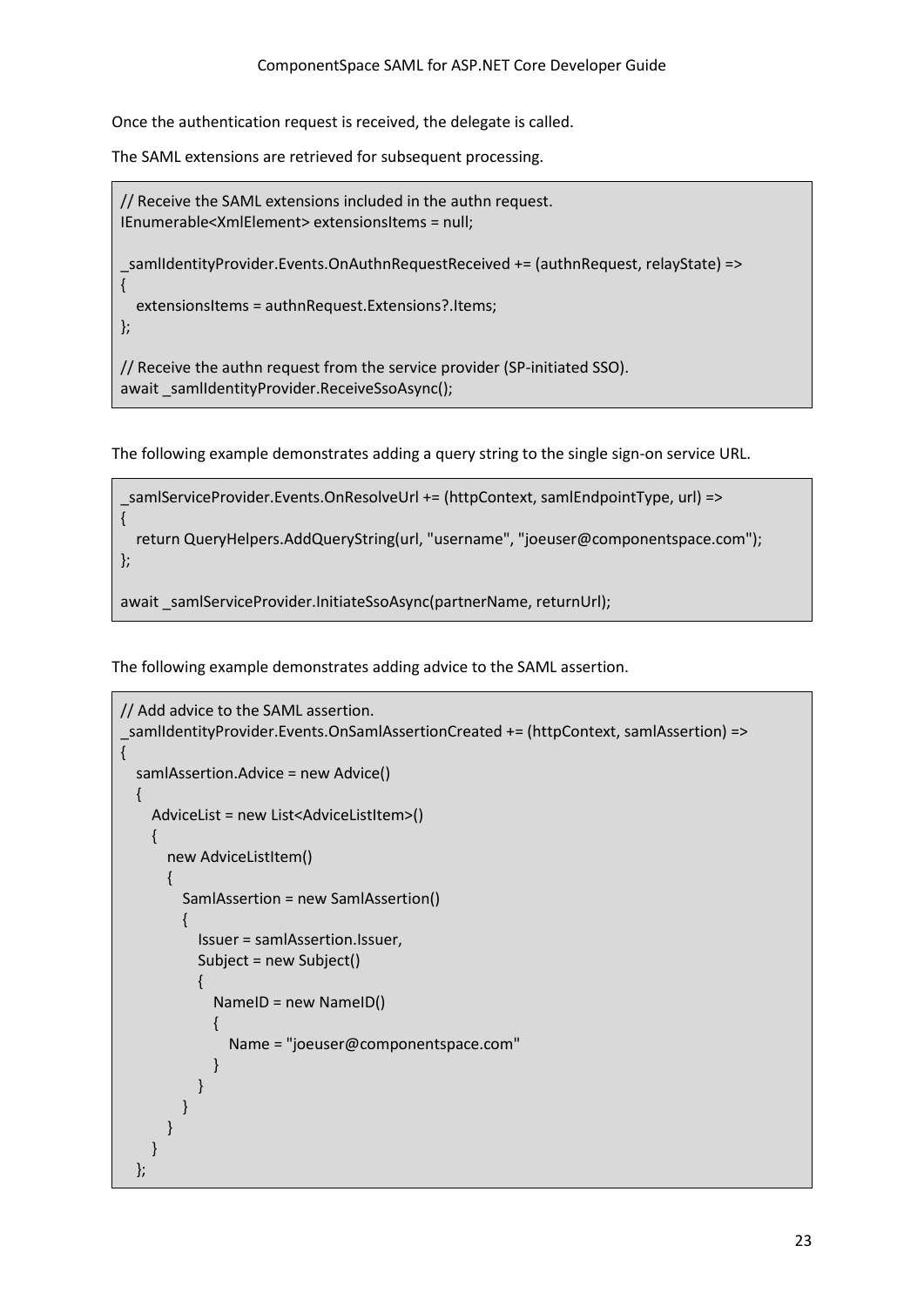Once the authentication request is received, the delegate is called.

The SAML extensions are retrieved for subsequent processing.

```
// Receive the SAML extensions included in the authn request.
IEnumerable<XmlElement> extensionsItems = null;

_samlIdentityProvider.Events.OnAuthnRequestReceived += (authnRequest, relayState) =>
{
   extensionsItems = authnRequest.Extensions?.Items;
};

// Receive the authn request from the service provider (SP-initiated SSO).
await _samlIdentityProvider.ReceiveSsoAsync();
```

The following example demonstrates adding a query string to the single sign-on service URL.

```
_samlServiceProvider.Events.OnResolveUrl += (httpContext, samlEndpointType, url) =>
{
   return QueryHelpers.AddQueryString(url, "username", "joeuser@componentspace.com");
};

await _samlServiceProvider.InitiateSsoAsync(partnerName, returnUrl);
```

The following example demonstrates adding advice to the SAML assertion.

```
// Add advice to the SAML assertion.
_samlIdentityProvider.Events.OnSamlAssertionCreated += (httpContext, samlAssertion) =>
{
   samlAssertion.Advice = new Advice()
   {
      AdviceList = new List<AdviceListItem>()
      {
         new AdviceListItem()
         {
            SamlAssertion = new SamlAssertion()
            {
               Issuer = samlAssertion.Issuer,
               Subject = new Subject()
               {
                  NameID = new NameID()
                  {
                     Name = "joeuser@componentspace.com"
                  }
               }
            }
         }
      }
   };
```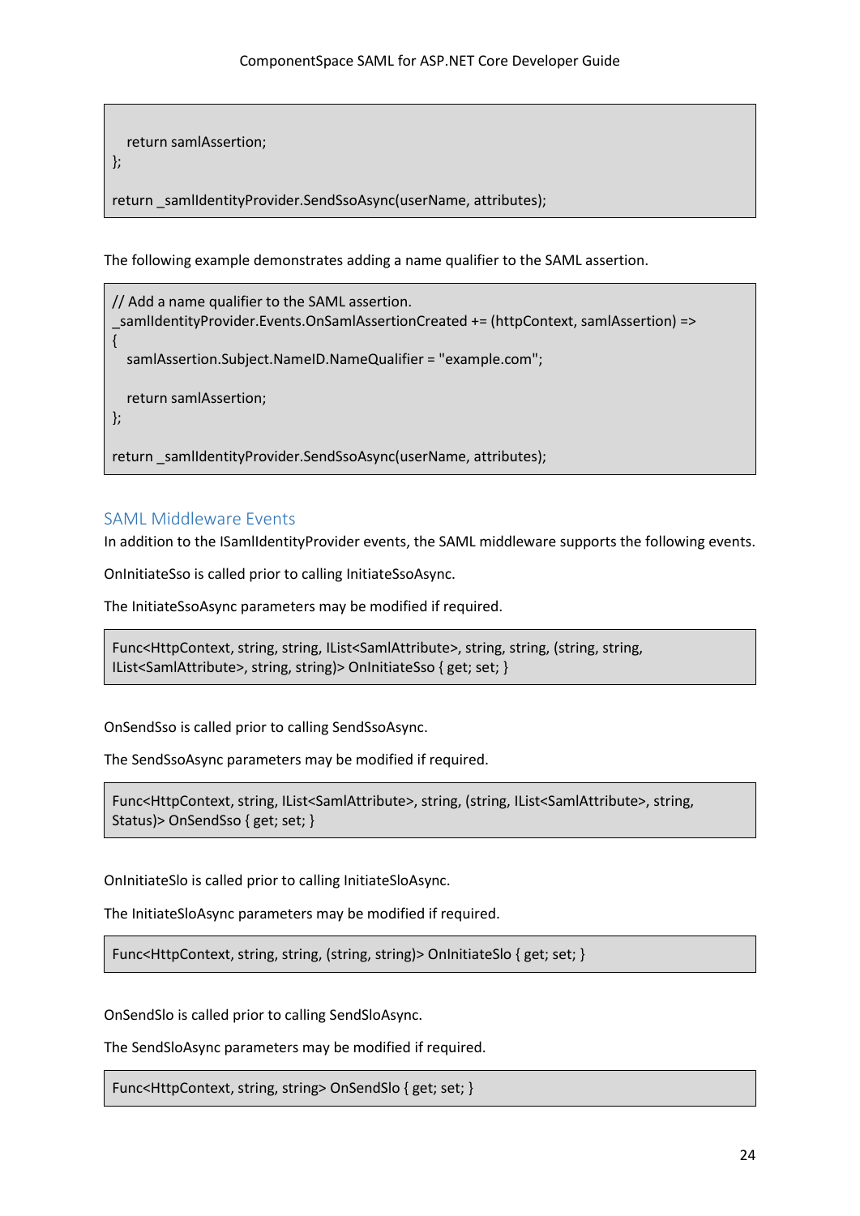```
    return samlAssertion;
};

return _samlIdentityProvider.SendSsoAsync(userName, attributes);
```

The following example demonstrates adding a name qualifier to the SAML assertion.

```
// Add a name qualifier to the SAML assertion.
_samlIdentityProvider.Events.OnSamlAssertionCreated += (httpContext, samlAssertion) =>
{
    samlAssertion.Subject.NameID.NameQualifier = "example.com";

    return samlAssertion;
};

return _samlIdentityProvider.SendSsoAsync(userName, attributes);
```

## SAML Middleware Events

In addition to the ISamlIdentityProvider events, the SAML middleware supports the following events.

OnInitiateSso is called prior to calling InitiateSsoAsync.

The InitiateSsoAsync parameters may be modified if required.

```
Func<HttpContext, string, string, IList<SamlAttribute>, string, string, (string, string,
IList<SamlAttribute>, string, string)> OnInitiateSso { get; set; }
```

OnSendSso is called prior to calling SendSsoAsync.

The SendSsoAsync parameters may be modified if required.

```
Func<HttpContext, string, IList<SamlAttribute>, string, (string, IList<SamlAttribute>, string,
Status)> OnSendSso { get; set; }
```

OnInitiateSlo is called prior to calling InitiateSloAsync.

The InitiateSloAsync parameters may be modified if required.

```
Func<HttpContext, string, string, (string, string)> OnInitiateSlo { get; set; }
```

OnSendSlo is called prior to calling SendSloAsync.

The SendSloAsync parameters may be modified if required.

```
Func<HttpContext, string, string> OnSendSlo { get; set; }
```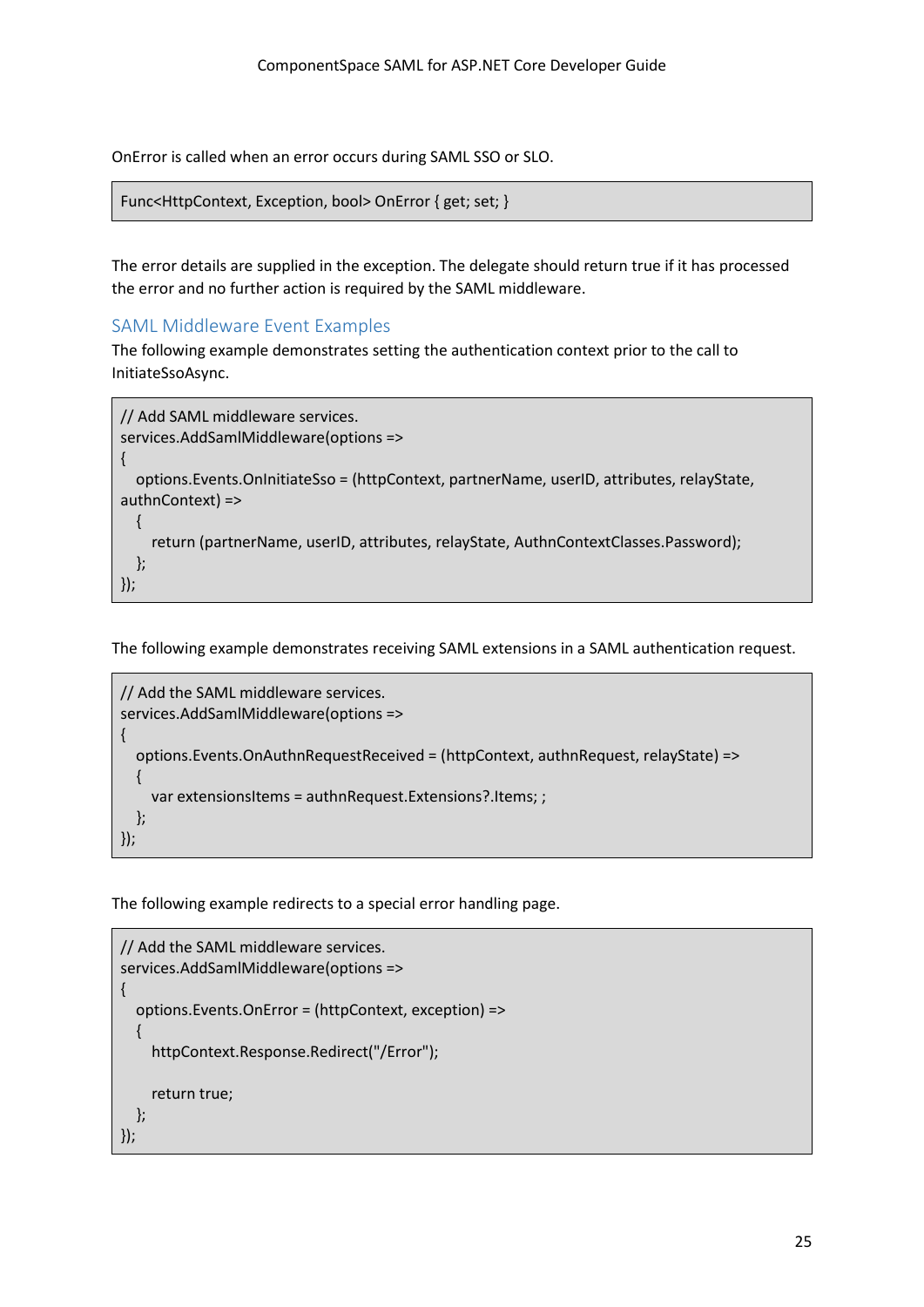OnError is called when an error occurs during SAML SSO or SLO.

```
Func<HttpContext, Exception, bool> OnError { get; set; }
```

The error details are supplied in the exception. The delegate should return true if it has processed the error and no further action is required by the SAML middleware.

## SAML Middleware Event Examples

The following example demonstrates setting the authentication context prior to the call to InitiateSsoAsync.

```
// Add SAML middleware services.
services.AddSamlMiddleware(options =>
{
    options.Events.OnInitiateSso = (httpContext, partnerName, userID, attributes, relayState,
authnContext) =>
    {
        return (partnerName, userID, attributes, relayState, AuthnContextClasses.Password);
    };
});
```

The following example demonstrates receiving SAML extensions in a SAML authentication request.

```
// Add the SAML middleware services.
services.AddSamlMiddleware(options =>
{
    options.Events.OnAuthnRequestReceived = (httpContext, authnRequest, relayState) =>
    {
        var extensionsItems = authnRequest.Extensions?.Items; ;
    };
});
```

The following example redirects to a special error handling page.

```
// Add the SAML middleware services.
services.AddSamlMiddleware(options =>
{
    options.Events.OnError = (httpContext, exception) =>
    {
        httpContext.Response.Redirect("/Error");

        return true;
    };
});
```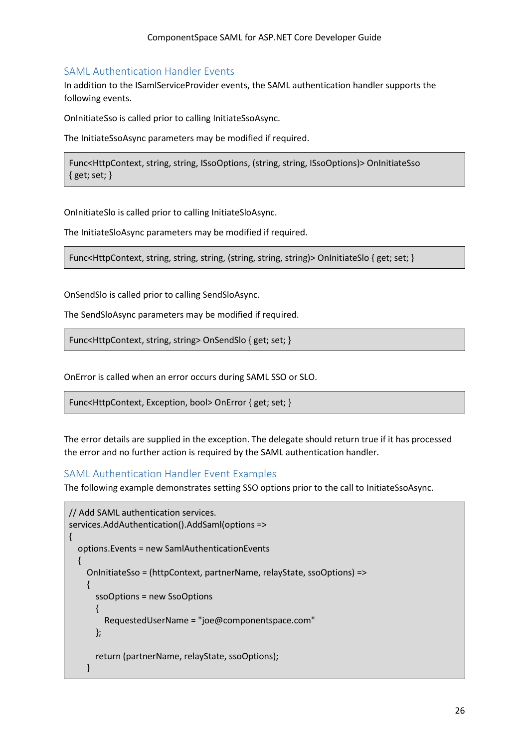## SAML Authentication Handler Events

In addition to the ISamlServiceProvider events, the SAML authentication handler supports the following events.

OnInitiateSso is called prior to calling InitiateSsoAsync.

The InitiateSsoAsync parameters may be modified if required.

```
Func<HttpContext, string, string, ISsoOptions, (string, string, ISsoOptions)> OnInitiateSso
{ get; set; }
```

OnInitiateSlo is called prior to calling InitiateSloAsync.

The InitiateSloAsync parameters may be modified if required.

```
Func<HttpContext, string, string, string, (string, string, string)> OnInitiateSlo { get; set; }
```

OnSendSlo is called prior to calling SendSloAsync.

The SendSloAsync parameters may be modified if required.

```
Func<HttpContext, string, string> OnSendSlo { get; set; }
```

OnError is called when an error occurs during SAML SSO or SLO.

```
Func<HttpContext, Exception, bool> OnError { get; set; }
```

The error details are supplied in the exception. The delegate should return true if it has processed the error and no further action is required by the SAML authentication handler.

## SAML Authentication Handler Event Examples

The following example demonstrates setting SSO options prior to the call to InitiateSsoAsync.

```
// Add SAML authentication services.
services.AddAuthentication().AddSaml(options =>
{
   options.Events = new SamlAuthenticationEvents
   {
      OnInitiateSso = (httpContext, partnerName, relayState, ssoOptions) =>
      {
         ssoOptions = new SsoOptions
         {
            RequestedUserName = "joe@componentspace.com"
         };

         return (partnerName, relayState, ssoOptions);
      }
```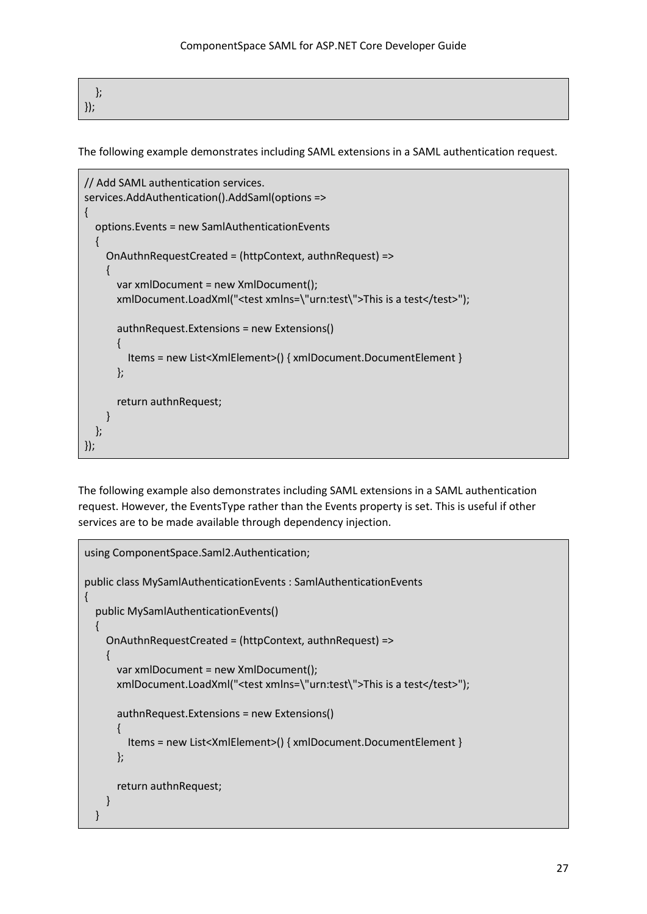```
    };
});
```

The following example demonstrates including SAML extensions in a SAML authentication request.

```
// Add SAML authentication services.
services.AddAuthentication().AddSaml(options =>
{
    options.Events = new SamlAuthenticationEvents
    {
        OnAuthnRequestCreated = (httpContext, authnRequest) =>
        {
            var xmlDocument = new XmlDocument();
            xmlDocument.LoadXml("<test xmlns=\"urn:test\">This is a test</test>");

            authnRequest.Extensions = new Extensions()
            {
                Items = new List<XmlElement>() { xmlDocument.DocumentElement }
            };

            return authnRequest;
        }
    };
});
```

The following example also demonstrates including SAML extensions in a SAML authentication request. However, the EventsType rather than the Events property is set. This is useful if other services are to be made available through dependency injection.

```
using ComponentSpace.Saml2.Authentication;

public class MySamlAuthenticationEvents : SamlAuthenticationEvents
{
    public MySamlAuthenticationEvents()
    {
        OnAuthnRequestCreated = (httpContext, authnRequest) =>
        {
            var xmlDocument = new XmlDocument();
            xmlDocument.LoadXml("<test xmlns=\"urn:test\">This is a test</test>");

            authnRequest.Extensions = new Extensions()
            {
                Items = new List<XmlElement>() { xmlDocument.DocumentElement }
            };

            return authnRequest;
        }
    }
```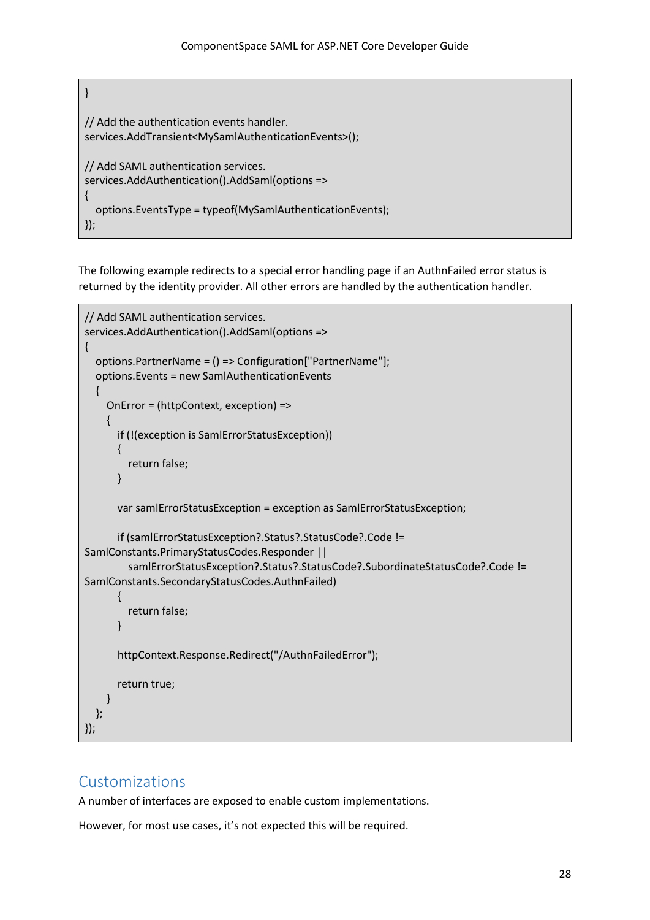```
}

// Add the authentication events handler.
services.AddTransient<MySamlAuthenticationEvents>();

// Add SAML authentication services.
services.AddAuthentication().AddSaml(options =>
{
   options.EventsType = typeof(MySamlAuthenticationEvents);
});
```

The following example redirects to a special error handling page if an AuthnFailed error status is returned by the identity provider. All other errors are handled by the authentication handler.

```
// Add SAML authentication services.
services.AddAuthentication().AddSaml(options =>
{
   options.PartnerName = () => Configuration["PartnerName"];
   options.Events = new SamlAuthenticationEvents
   {
      OnError = (httpContext, exception) =>
      {
         if (!(exception is SamlErrorStatusException))
         {
            return false;
         }

         var samlErrorStatusException = exception as SamlErrorStatusException;

         if (samlErrorStatusException?.Status?.StatusCode?.Code !=
SamlConstants.PrimaryStatusCodes.Responder ||
            samlErrorStatusException?.Status?.StatusCode?.SubordinateStatusCode?.Code !=
SamlConstants.SecondaryStatusCodes.AuthnFailed)
         {
            return false;
         }

         httpContext.Response.Redirect("/AuthnFailedError");

         return true;
      }
   };
});
```

## Customizations

A number of interfaces are exposed to enable custom implementations.

However, for most use cases, it's not expected this will be required.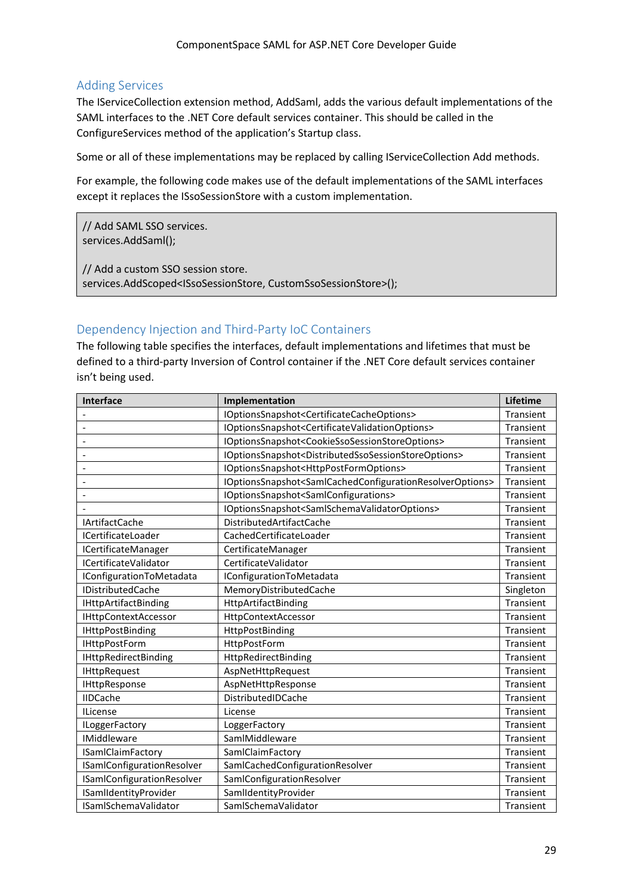## Adding Services

The IServiceCollection extension method, AddSaml, adds the various default implementations of the SAML interfaces to the .NET Core default services container. This should be called in the ConfigureServices method of the application's Startup class.

Some or all of these implementations may be replaced by calling IServiceCollection Add methods.

For example, the following code makes use of the default implementations of the SAML interfaces except it replaces the ISsoSessionStore with a custom implementation.

```
// Add SAML SSO services.
services.AddSaml();

// Add a custom SSO session store.
services.AddScoped<ISsoSessionStore, CustomSsoSessionStore>();
```

## Dependency Injection and Third-Party IoC Containers

The following table specifies the interfaces, default implementations and lifetimes that must be defined to a third-party Inversion of Control container if the .NET Core default services container isn't being used.

| Interface | Implementation | Lifetime |
|---|---|---|
| - | IOptionsSnapshot<CertificateCacheOptions> | Transient |
| - | IOptionsSnapshot<CertificateValidationOptions> | Transient |
| - | IOptionsSnapshot<CookieSsoSessionStoreOptions> | Transient |
| - | IOptionsSnapshot<DistributedSsoSessionStoreOptions> | Transient |
| - | IOptionsSnapshot<HttpPostFormOptions> | Transient |
| - | IOptionsSnapshot<SamlCachedConfigurationResolverOptions> | Transient |
| - | IOptionsSnapshot<SamlConfigurations> | Transient |
| - | IOptionsSnapshot<SamlSchemaValidatorOptions> | Transient |
| IArtifactCache | DistributedArtifactCache | Transient |
| ICertificateLoader | CachedCertificateLoader | Transient |
| ICertificateManager | CertificateManager | Transient |
| ICertificateValidator | CertificateValidator | Transient |
| IConfigurationToMetadata | IConfigurationToMetadata | Transient |
| IDistributedCache | MemoryDistributedCache | Singleton |
| IHttpArtifactBinding | HttpArtifactBinding | Transient |
| IHttpContextAccessor | HttpContextAccessor | Transient |
| IHttpPostBinding | HttpPostBinding | Transient |
| IHttpPostForm | HttpPostForm | Transient |
| IHttpRedirectBinding | HttpRedirectBinding | Transient |
| IHttpRequest | AspNetHttpRequest | Transient |
| IHttpResponse | AspNetHttpResponse | Transient |
| IIDCache | DistributedIDCache | Transient |
| ILicense | License | Transient |
| ILoggerFactory | LoggerFactory | Transient |
| IMiddleware | SamlMiddleware | Transient |
| ISamlClaimFactory | SamlClaimFactory | Transient |
| ISamlConfigurationResolver | SamlCachedConfigurationResolver | Transient |
| ISamlConfigurationResolver | SamlConfigurationResolver | Transient |
| ISamlIdentityProvider | SamlIdentityProvider | Transient |
| ISamlSchemaValidator | SamlSchemaValidator | Transient |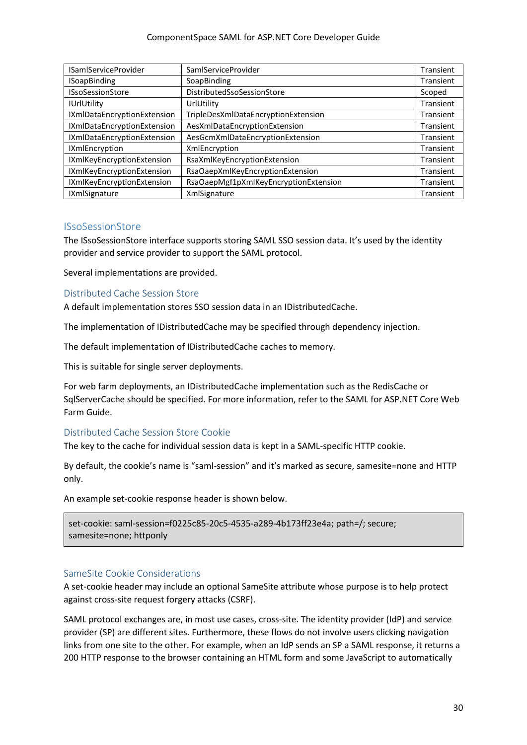| | | |
|---|---|---|
| ISamlServiceProvider | SamlServiceProvider | Transient |
| ISoapBinding | SoapBinding | Transient |
| ISsoSessionStore | DistributedSsoSessionStore | Scoped |
| IUrlUtility | UrlUtility | Transient |
| IXmlDataEncryptionExtension | TripleDesXmlDataEncryptionExtension | Transient |
| IXmlDataEncryptionExtension | AesXmlDataEncryptionExtension | Transient |
| IXmlDataEncryptionExtension | AesGcmXmlDataEncryptionExtension | Transient |
| IXmlEncryption | XmlEncryption | Transient |
| IXmlKeyEncryptionExtension | RsaXmlKeyEncryptionExtension | Transient |
| IXmlKeyEncryptionExtension | RsaOaepXmlKeyEncryptionExtension | Transient |
| IXmlKeyEncryptionExtension | RsaOaepMgf1pXmlKeyEncryptionExtension | Transient |
| IXmlSignature | XmlSignature | Transient |

## ISsoSessionStore

The ISsoSessionStore interface supports storing SAML SSO session data. It's used by the identity provider and service provider to support the SAML protocol.

Several implementations are provided.

### Distributed Cache Session Store

A default implementation stores SSO session data in an IDistributedCache.

The implementation of IDistributedCache may be specified through dependency injection.

The default implementation of IDistributedCache caches to memory.

This is suitable for single server deployments.

For web farm deployments, an IDistributedCache implementation such as the RedisCache or SqlServerCache should be specified. For more information, refer to the SAML for ASP.NET Core Web Farm Guide.

### Distributed Cache Session Store Cookie

The key to the cache for individual session data is kept in a SAML-specific HTTP cookie.

By default, the cookie's name is "saml-session" and it's marked as secure, samesite=none and HTTP only.

An example set-cookie response header is shown below.

```
set-cookie: saml-session=f0225c85-20c5-4535-a289-4b173ff23e4a; path=/; secure; samesite=none; httponly
```

### SameSite Cookie Considerations

A set-cookie header may include an optional SameSite attribute whose purpose is to help protect against cross-site request forgery attacks (CSRF).

SAML protocol exchanges are, in most use cases, cross-site. The identity provider (IdP) and service provider (SP) are different sites. Furthermore, these flows do not involve users clicking navigation links from one site to the other. For example, when an IdP sends an SP a SAML response, it returns a 200 HTTP response to the browser containing an HTML form and some JavaScript to automatically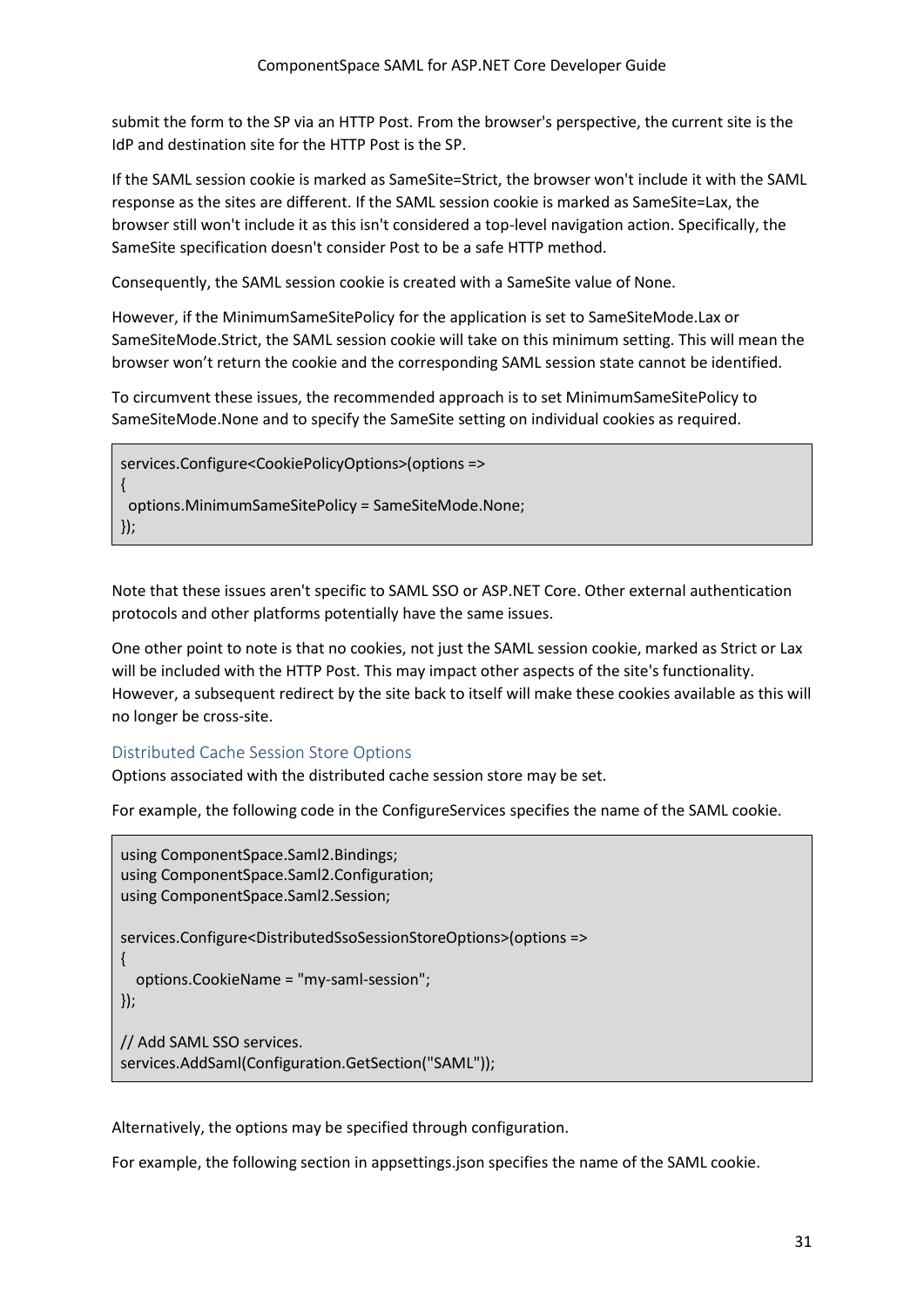submit the form to the SP via an HTTP Post. From the browser's perspective, the current site is the IdP and destination site for the HTTP Post is the SP.

If the SAML session cookie is marked as SameSite=Strict, the browser won't include it with the SAML response as the sites are different. If the SAML session cookie is marked as SameSite=Lax, the browser still won't include it as this isn't considered a top-level navigation action. Specifically, the SameSite specification doesn't consider Post to be a safe HTTP method.

Consequently, the SAML session cookie is created with a SameSite value of None.

However, if the MinimumSameSitePolicy for the application is set to SameSiteMode.Lax or SameSiteMode.Strict, the SAML session cookie will take on this minimum setting. This will mean the browser won't return the cookie and the corresponding SAML session state cannot be identified.

To circumvent these issues, the recommended approach is to set MinimumSameSitePolicy to SameSiteMode.None and to specify the SameSite setting on individual cookies as required.

```
services.Configure<CookiePolicyOptions>(options =>
{
  options.MinimumSameSitePolicy = SameSiteMode.None;
});
```

Note that these issues aren't specific to SAML SSO or ASP.NET Core. Other external authentication protocols and other platforms potentially have the same issues.

One other point to note is that no cookies, not just the SAML session cookie, marked as Strict or Lax will be included with the HTTP Post. This may impact other aspects of the site's functionality. However, a subsequent redirect by the site back to itself will make these cookies available as this will no longer be cross-site.

### Distributed Cache Session Store Options

Options associated with the distributed cache session store may be set.

For example, the following code in the ConfigureServices specifies the name of the SAML cookie.

```
using ComponentSpace.Saml2.Bindings;
using ComponentSpace.Saml2.Configuration;
using ComponentSpace.Saml2.Session;

services.Configure<DistributedSsoSessionStoreOptions>(options =>
{
   options.CookieName = "my-saml-session";
});

// Add SAML SSO services.
services.AddSaml(Configuration.GetSection("SAML"));
```

Alternatively, the options may be specified through configuration.

For example, the following section in appsettings.json specifies the name of the SAML cookie.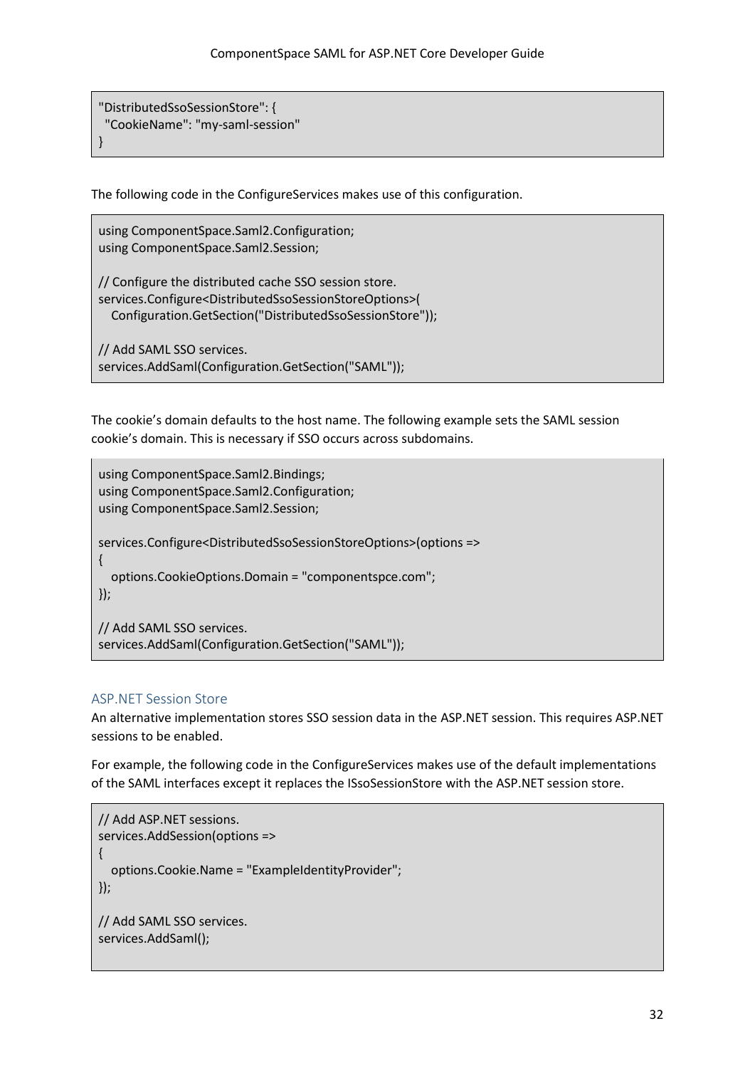```
"DistributedSsoSessionStore": {
  "CookieName": "my-saml-session"
}
```

The following code in the ConfigureServices makes use of this configuration.

```
using ComponentSpace.Saml2.Configuration;
using ComponentSpace.Saml2.Session;

// Configure the distributed cache SSO session store.
services.Configure<DistributedSsoSessionStoreOptions>(
   Configuration.GetSection("DistributedSsoSessionStore"));

// Add SAML SSO services.
services.AddSaml(Configuration.GetSection("SAML"));
```

The cookie's domain defaults to the host name. The following example sets the SAML session cookie's domain. This is necessary if SSO occurs across subdomains.

```
using ComponentSpace.Saml2.Bindings;
using ComponentSpace.Saml2.Configuration;
using ComponentSpace.Saml2.Session;

services.Configure<DistributedSsoSessionStoreOptions>(options =>
{
   options.CookieOptions.Domain = "componentspce.com";
});

// Add SAML SSO services.
services.AddSaml(Configuration.GetSection("SAML"));
```

### ASP.NET Session Store

An alternative implementation stores SSO session data in the ASP.NET session. This requires ASP.NET sessions to be enabled.

For example, the following code in the ConfigureServices makes use of the default implementations of the SAML interfaces except it replaces the ISsoSessionStore with the ASP.NET session store.

```
// Add ASP.NET sessions.
services.AddSession(options =>
{
   options.Cookie.Name = "ExampleIdentityProvider";
});

// Add SAML SSO services.
services.AddSaml();
```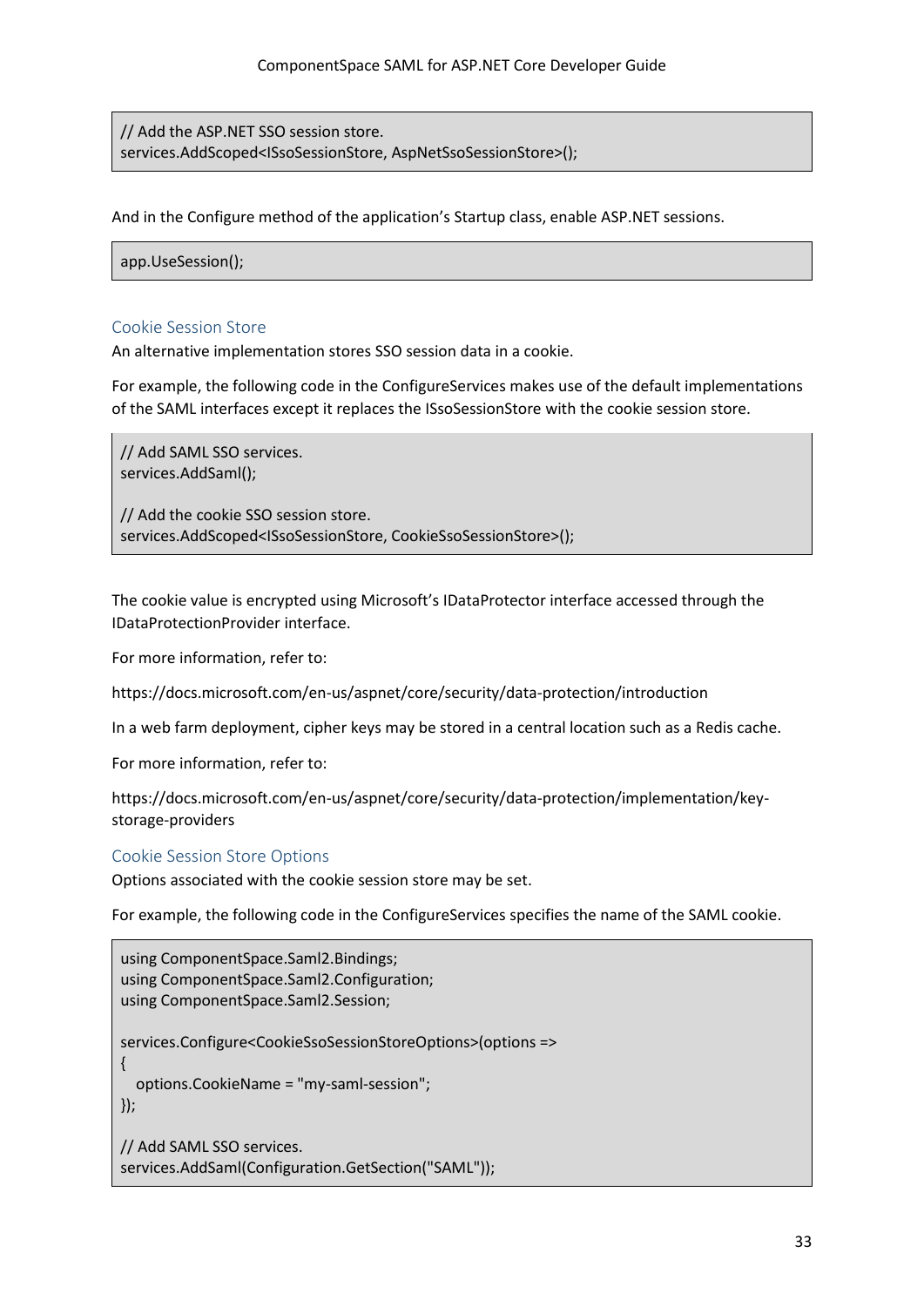```
// Add the ASP.NET SSO session store.
services.AddScoped<ISsoSessionStore, AspNetSsoSessionStore>();
```

And in the Configure method of the application's Startup class, enable ASP.NET sessions.

```
app.UseSession();
```

### Cookie Session Store

An alternative implementation stores SSO session data in a cookie.

For example, the following code in the ConfigureServices makes use of the default implementations of the SAML interfaces except it replaces the ISsoSessionStore with the cookie session store.

```
// Add SAML SSO services.
services.AddSaml();

// Add the cookie SSO session store.
services.AddScoped<ISsoSessionStore, CookieSsoSessionStore>();
```

The cookie value is encrypted using Microsoft's IDataProtector interface accessed through the IDataProtectionProvider interface.

For more information, refer to:

https://docs.microsoft.com/en-us/aspnet/core/security/data-protection/introduction

In a web farm deployment, cipher keys may be stored in a central location such as a Redis cache.

For more information, refer to:

https://docs.microsoft.com/en-us/aspnet/core/security/data-protection/implementation/key-storage-providers

### Cookie Session Store Options

Options associated with the cookie session store may be set.

For example, the following code in the ConfigureServices specifies the name of the SAML cookie.

```
using ComponentSpace.Saml2.Bindings;
using ComponentSpace.Saml2.Configuration;
using ComponentSpace.Saml2.Session;

services.Configure<CookieSsoSessionStoreOptions>(options =>
{
  options.CookieName = "my-saml-session";
});

// Add SAML SSO services.
services.AddSaml(Configuration.GetSection("SAML"));
```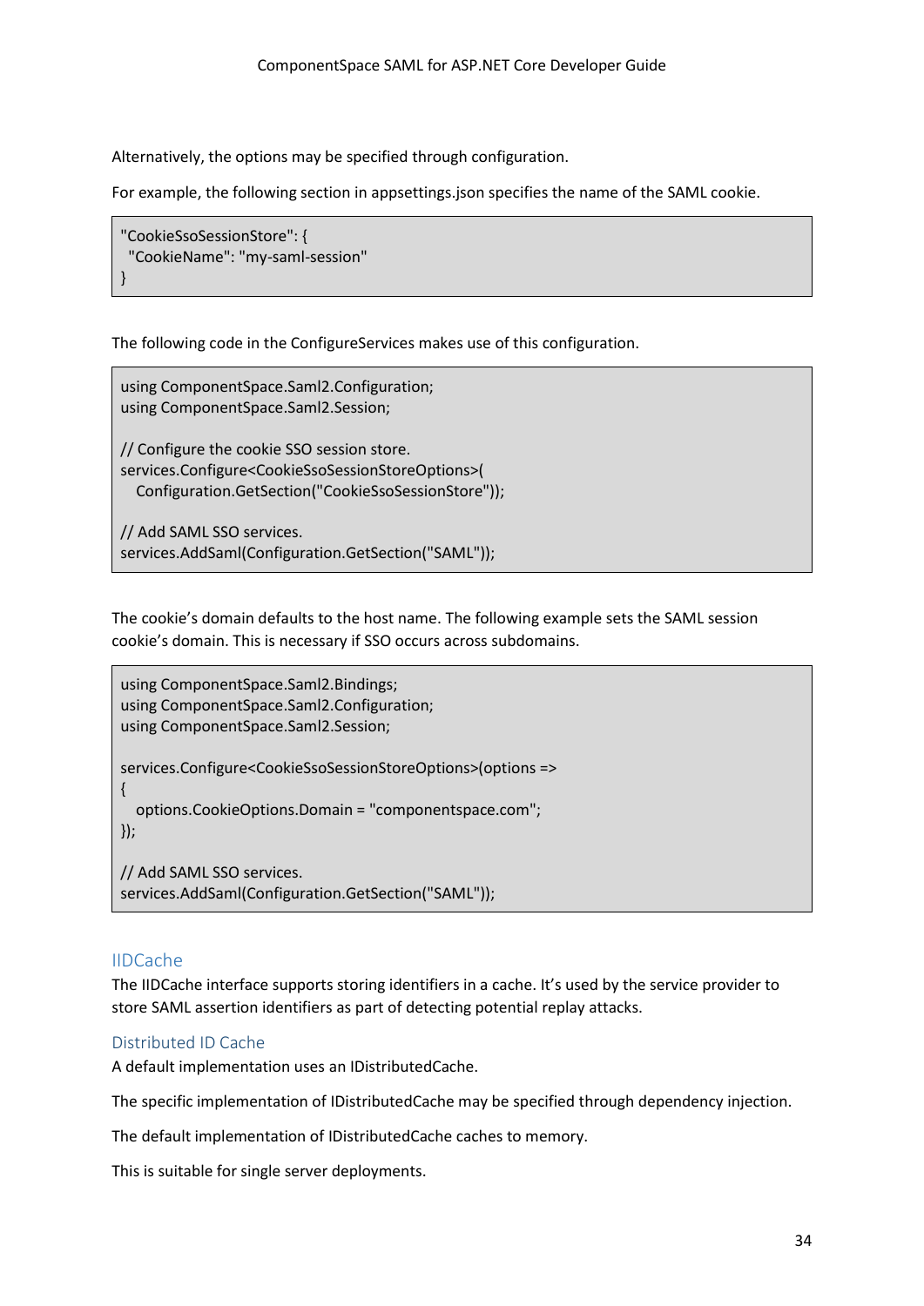Alternatively, the options may be specified through configuration.

For example, the following section in appsettings.json specifies the name of the SAML cookie.

```
"CookieSsoSessionStore": {
  "CookieName": "my-saml-session"
}
```

The following code in the ConfigureServices makes use of this configuration.

```
using ComponentSpace.Saml2.Configuration;
using ComponentSpace.Saml2.Session;

// Configure the cookie SSO session store.
services.Configure<CookieSsoSessionStoreOptions>(
   Configuration.GetSection("CookieSsoSessionStore"));

// Add SAML SSO services.
services.AddSaml(Configuration.GetSection("SAML"));
```

The cookie's domain defaults to the host name. The following example sets the SAML session cookie's domain. This is necessary if SSO occurs across subdomains.

```
using ComponentSpace.Saml2.Bindings;
using ComponentSpace.Saml2.Configuration;
using ComponentSpace.Saml2.Session;

services.Configure<CookieSsoSessionStoreOptions>(options =>
{
   options.CookieOptions.Domain = "componentspace.com";
});

// Add SAML SSO services.
services.AddSaml(Configuration.GetSection("SAML"));
```

## IIDCache

The IIDCache interface supports storing identifiers in a cache. It's used by the service provider to store SAML assertion identifiers as part of detecting potential replay attacks.

### Distributed ID Cache

A default implementation uses an IDistributedCache.

The specific implementation of IDistributedCache may be specified through dependency injection.

The default implementation of IDistributedCache caches to memory.

This is suitable for single server deployments.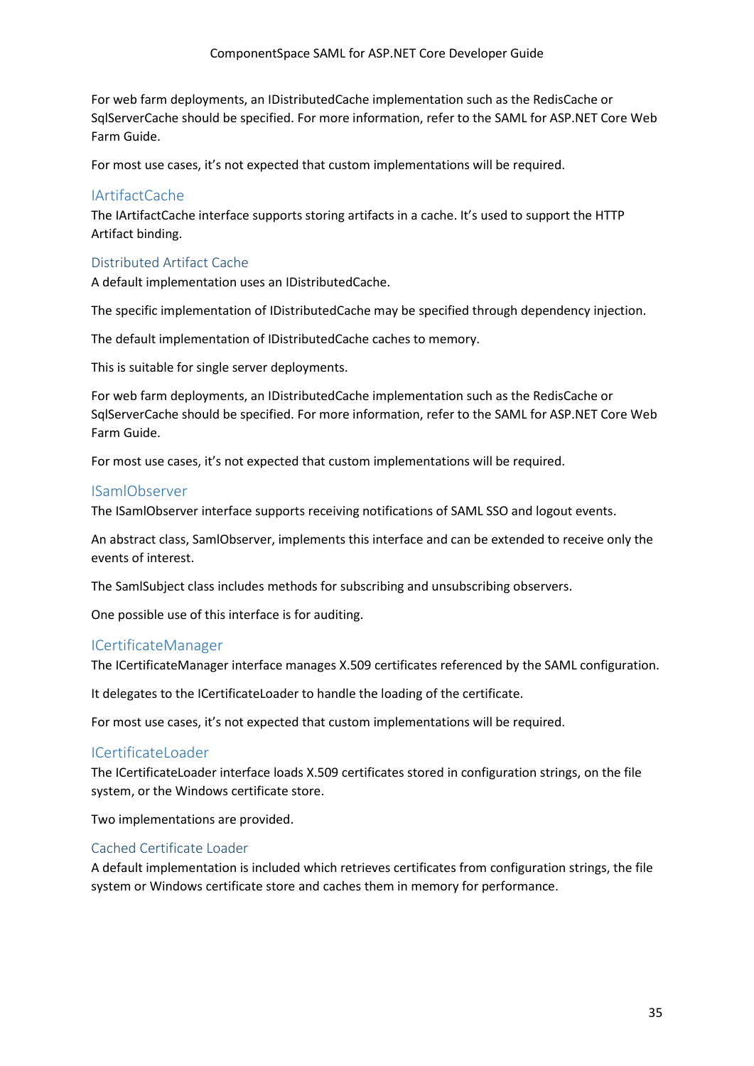For web farm deployments, an IDistributedCache implementation such as the RedisCache or SqlServerCache should be specified. For more information, refer to the SAML for ASP.NET Core Web Farm Guide.

For most use cases, it's not expected that custom implementations will be required.

## IArtifactCache

The IArtifactCache interface supports storing artifacts in a cache. It's used to support the HTTP Artifact binding.

### Distributed Artifact Cache

A default implementation uses an IDistributedCache.

The specific implementation of IDistributedCache may be specified through dependency injection.

The default implementation of IDistributedCache caches to memory.

This is suitable for single server deployments.

For web farm deployments, an IDistributedCache implementation such as the RedisCache or SqlServerCache should be specified. For more information, refer to the SAML for ASP.NET Core Web Farm Guide.

For most use cases, it's not expected that custom implementations will be required.

## ISamlObserver

The ISamlObserver interface supports receiving notifications of SAML SSO and logout events.

An abstract class, SamlObserver, implements this interface and can be extended to receive only the events of interest.

The SamlSubject class includes methods for subscribing and unsubscribing observers.

One possible use of this interface is for auditing.

## ICertificateManager

The ICertificateManager interface manages X.509 certificates referenced by the SAML configuration.

It delegates to the ICertificateLoader to handle the loading of the certificate.

For most use cases, it's not expected that custom implementations will be required.

## ICertificateLoader

The ICertificateLoader interface loads X.509 certificates stored in configuration strings, on the file system, or the Windows certificate store.

Two implementations are provided.

### Cached Certificate Loader

A default implementation is included which retrieves certificates from configuration strings, the file system or Windows certificate store and caches them in memory for performance.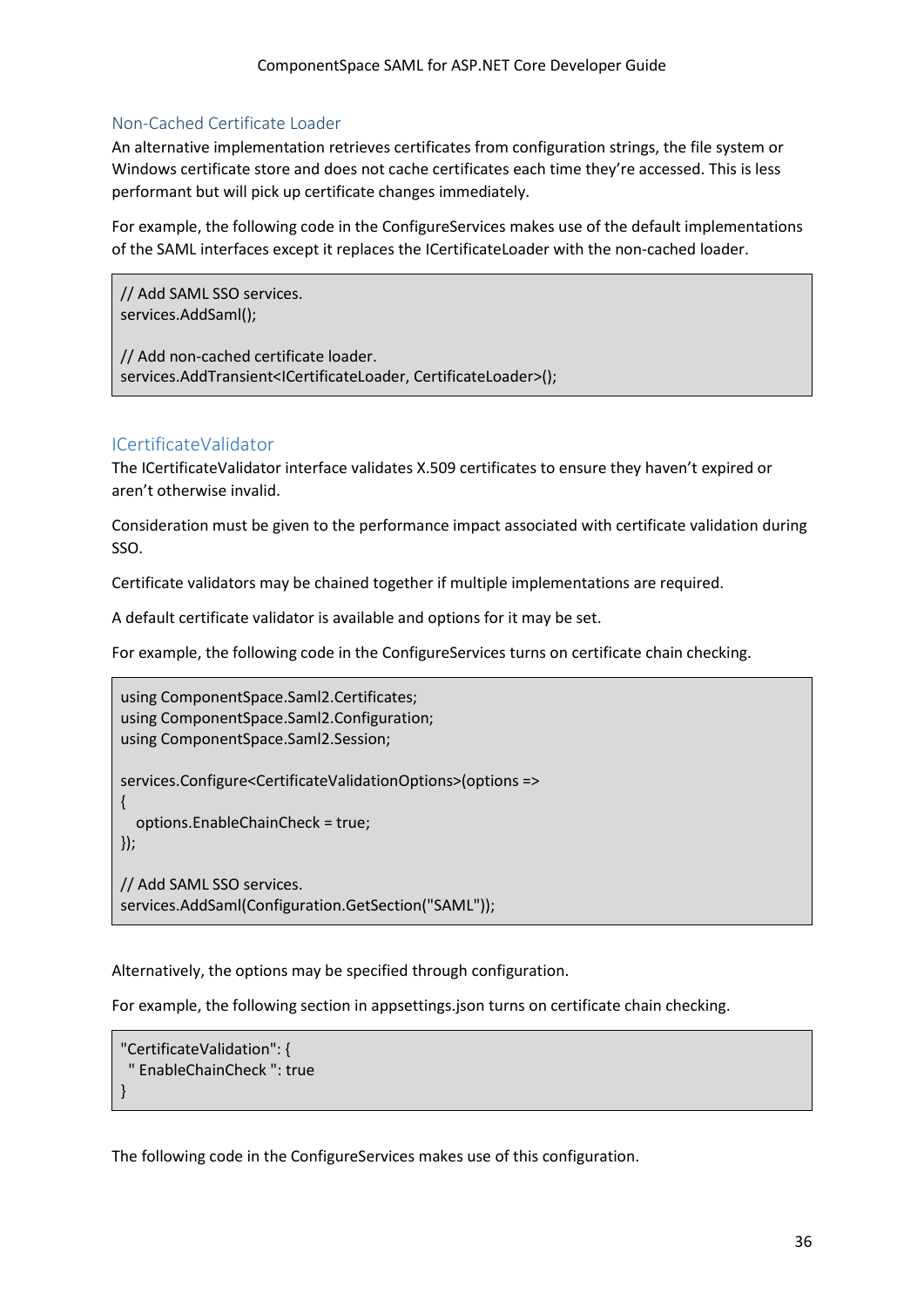### Non-Cached Certificate Loader

An alternative implementation retrieves certificates from configuration strings, the file system or Windows certificate store and does not cache certificates each time they're accessed. This is less performant but will pick up certificate changes immediately.

For example, the following code in the ConfigureServices makes use of the default implementations of the SAML interfaces except it replaces the ICertificateLoader with the non-cached loader.

```
// Add SAML SSO services.
services.AddSaml();

// Add non-cached certificate loader.
services.AddTransient<ICertificateLoader, CertificateLoader>();
```

## ICertificateValidator

The ICertificateValidator interface validates X.509 certificates to ensure they haven't expired or aren't otherwise invalid.

Consideration must be given to the performance impact associated with certificate validation during SSO.

Certificate validators may be chained together if multiple implementations are required.

A default certificate validator is available and options for it may be set.

For example, the following code in the ConfigureServices turns on certificate chain checking.

```
using ComponentSpace.Saml2.Certificates;
using ComponentSpace.Saml2.Configuration;
using ComponentSpace.Saml2.Session;

services.Configure<CertificateValidationOptions>(options =>
{
   options.EnableChainCheck = true;
});

// Add SAML SSO services.
services.AddSaml(Configuration.GetSection("SAML"));
```

Alternatively, the options may be specified through configuration.

For example, the following section in appsettings.json turns on certificate chain checking.

```
"CertificateValidation": {
  " EnableChainCheck ": true
}
```

The following code in the ConfigureServices makes use of this configuration.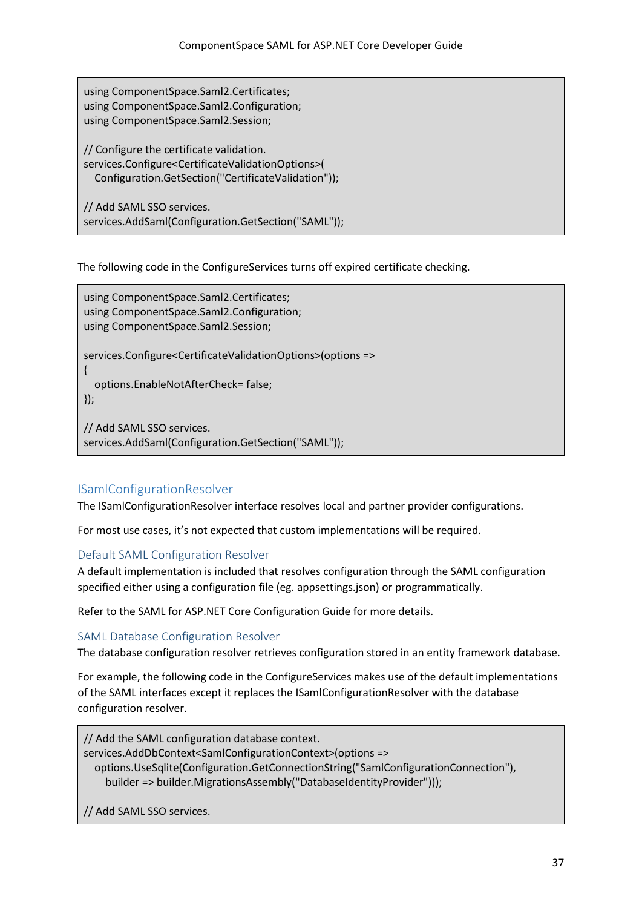```
using ComponentSpace.Saml2.Certificates;
using ComponentSpace.Saml2.Configuration;
using ComponentSpace.Saml2.Session;

// Configure the certificate validation.
services.Configure<CertificateValidationOptions>(
  Configuration.GetSection("CertificateValidation"));

// Add SAML SSO services.
services.AddSaml(Configuration.GetSection("SAML"));
```

The following code in the ConfigureServices turns off expired certificate checking.

```
using ComponentSpace.Saml2.Certificates;
using ComponentSpace.Saml2.Configuration;
using ComponentSpace.Saml2.Session;

services.Configure<CertificateValidationOptions>(options =>
{
  options.EnableNotAfterCheck= false;
});

// Add SAML SSO services.
services.AddSaml(Configuration.GetSection("SAML"));
```

## ISamlConfigurationResolver

The ISamlConfigurationResolver interface resolves local and partner provider configurations.

For most use cases, it's not expected that custom implementations will be required.

### Default SAML Configuration Resolver

A default implementation is included that resolves configuration through the SAML configuration specified either using a configuration file (eg. appsettings.json) or programmatically.

Refer to the SAML for ASP.NET Core Configuration Guide for more details.

### SAML Database Configuration Resolver

The database configuration resolver retrieves configuration stored in an entity framework database.

For example, the following code in the ConfigureServices makes use of the default implementations of the SAML interfaces except it replaces the ISamlConfigurationResolver with the database configuration resolver.

```
// Add the SAML configuration database context.
services.AddDbContext<SamlConfigurationContext>(options =>
  options.UseSqlite(Configuration.GetConnectionString("SamlConfigurationConnection"),
    builder => builder.MigrationsAssembly("DatabaseIdentityProvider")));

// Add SAML SSO services.
```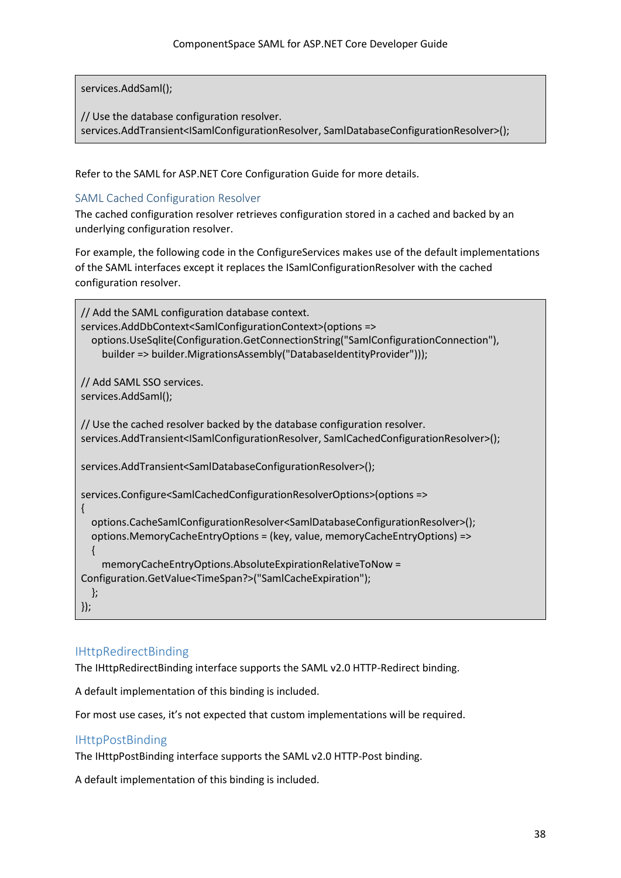```
services.AddSaml();

// Use the database configuration resolver.
services.AddTransient<ISamlConfigurationResolver, SamlDatabaseConfigurationResolver>();
```

Refer to the SAML for ASP.NET Core Configuration Guide for more details.

### SAML Cached Configuration Resolver

The cached configuration resolver retrieves configuration stored in a cached and backed by an underlying configuration resolver.

For example, the following code in the ConfigureServices makes use of the default implementations of the SAML interfaces except it replaces the ISamlConfigurationResolver with the cached configuration resolver.

```
// Add the SAML configuration database context.
services.AddDbContext<SamlConfigurationContext>(options =>
   options.UseSqlite(Configuration.GetConnectionString("SamlConfigurationConnection"),
      builder => builder.MigrationsAssembly("DatabaseIdentityProvider")));

// Add SAML SSO services.
services.AddSaml();

// Use the cached resolver backed by the database configuration resolver.
services.AddTransient<ISamlConfigurationResolver, SamlCachedConfigurationResolver>();

services.AddTransient<SamlDatabaseConfigurationResolver>();

services.Configure<SamlCachedConfigurationResolverOptions>(options =>
{
   options.CacheSamlConfigurationResolver<SamlDatabaseConfigurationResolver>();
   options.MemoryCacheEntryOptions = (key, value, memoryCacheEntryOptions) =>
   {
      memoryCacheEntryOptions.AbsoluteExpirationRelativeToNow =
Configuration.GetValue<TimeSpan?>("SamlCacheExpiration");
   };
});
```

## IHttpRedirectBinding

The IHttpRedirectBinding interface supports the SAML v2.0 HTTP-Redirect binding.

A default implementation of this binding is included.

For most use cases, it's not expected that custom implementations will be required.

## IHttpPostBinding

The IHttpPostBinding interface supports the SAML v2.0 HTTP-Post binding.

A default implementation of this binding is included.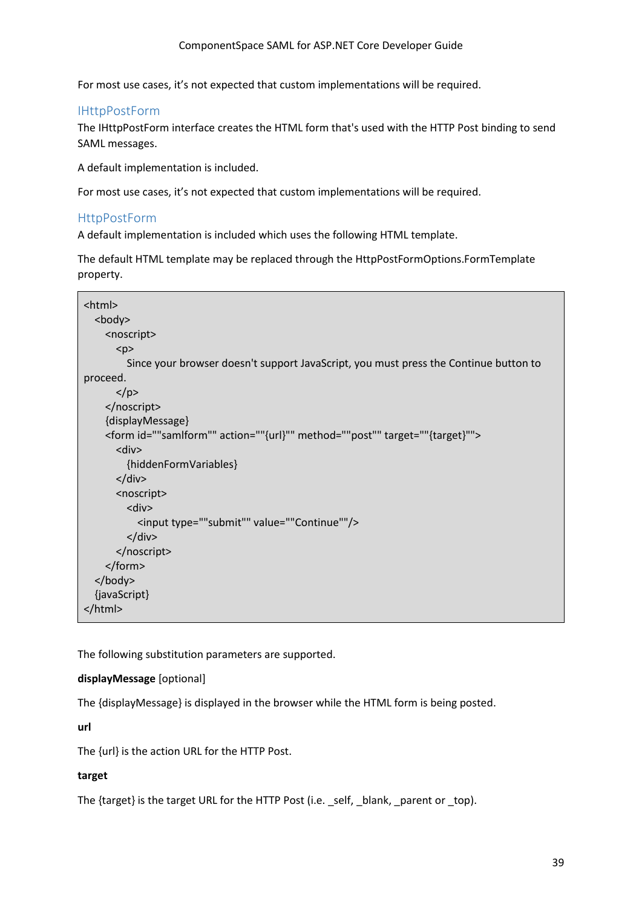For most use cases, it's not expected that custom implementations will be required.

### IHttpPostForm

The IHttpPostForm interface creates the HTML form that's used with the HTTP Post binding to send SAML messages.

A default implementation is included.

For most use cases, it's not expected that custom implementations will be required.

### HttpPostForm

A default implementation is included which uses the following HTML template.

The default HTML template may be replaced through the HttpPostFormOptions.FormTemplate property.

```
<html>
   <body>
      <noscript>
         <p>
            Since your browser doesn't support JavaScript, you must press the Continue button to
proceed.
         </p>
      </noscript>
      {displayMessage}
      <form id=""samlform"" action=""{url}"" method=""post"" target=""{target}"">
         <div>
            {hiddenFormVariables}
         </div>
         <noscript>
            <div>
               <input type=""submit"" value=""Continue""/>
            </div>
         </noscript>
      </form>
   </body>
   {javaScript}
</html>
```

The following substitution parameters are supported.

**displayMessage** [optional]

The {displayMessage} is displayed in the browser while the HTML form is being posted.

**url**

The {url} is the action URL for the HTTP Post.

**target**

The {target} is the target URL for the HTTP Post (i.e. _self, _blank, _parent or _top).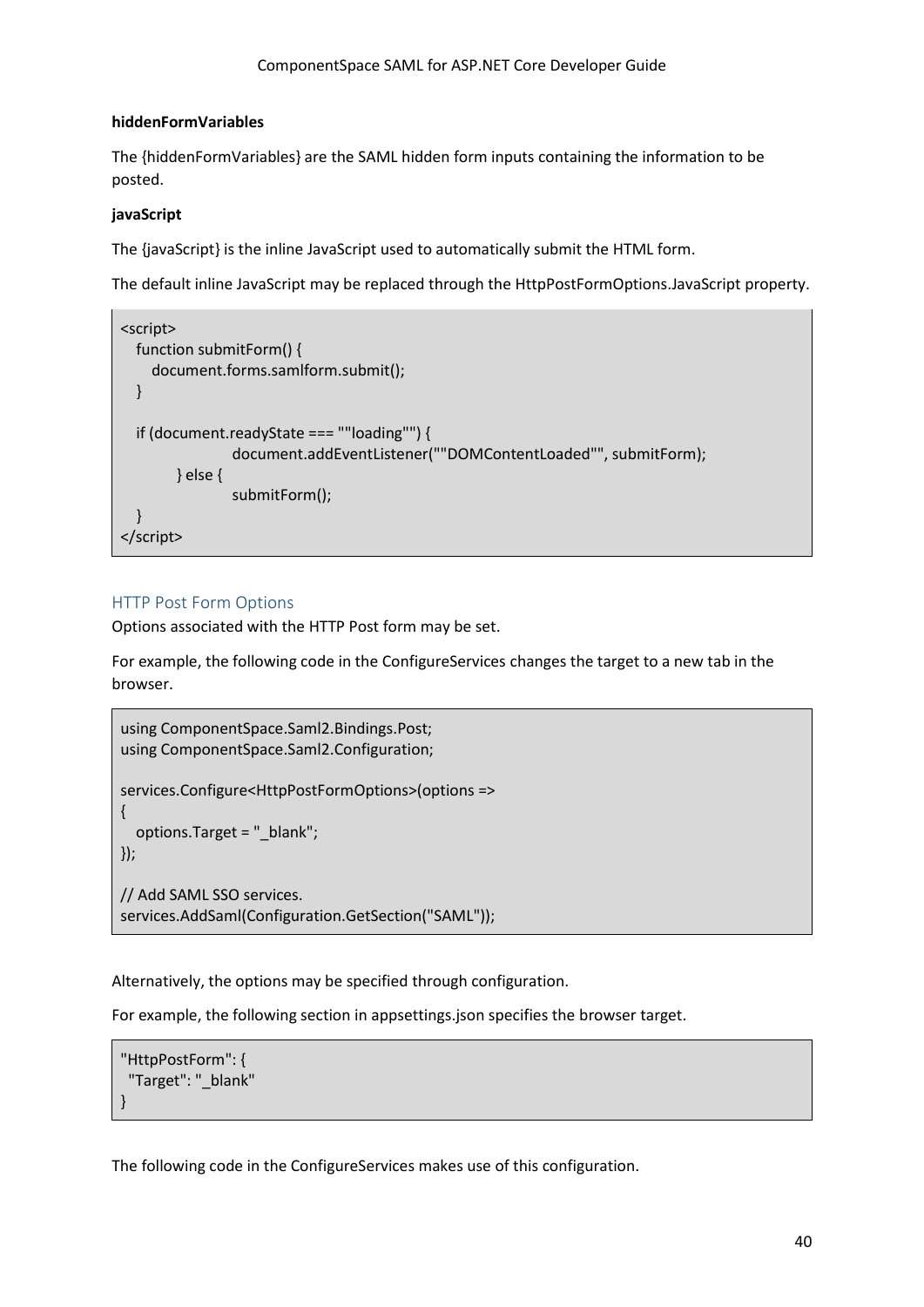**hiddenFormVariables**

The {hiddenFormVariables} are the SAML hidden form inputs containing the information to be posted.

**javaScript**

The {javaScript} is the inline JavaScript used to automatically submit the HTML form.

The default inline JavaScript may be replaced through the HttpPostFormOptions.JavaScript property.

```
<script>
   function submitForm() {
      document.forms.samlform.submit();
   }

   if (document.readyState === ""loading"") {
                  document.addEventListener(""DOMContentLoaded"", submitForm);
         } else {
                  submitForm();
   }
</script>
```

## HTTP Post Form Options

Options associated with the HTTP Post form may be set.

For example, the following code in the ConfigureServices changes the target to a new tab in the browser.

```
using ComponentSpace.Saml2.Bindings.Post;
using ComponentSpace.Saml2.Configuration;

services.Configure<HttpPostFormOptions>(options =>
{
   options.Target = "_blank";
});

// Add SAML SSO services.
services.AddSaml(Configuration.GetSection("SAML"));
```

Alternatively, the options may be specified through configuration.

For example, the following section in appsettings.json specifies the browser target.

```
"HttpPostForm": {
  "Target": "_blank"
}
```

The following code in the ConfigureServices makes use of this configuration.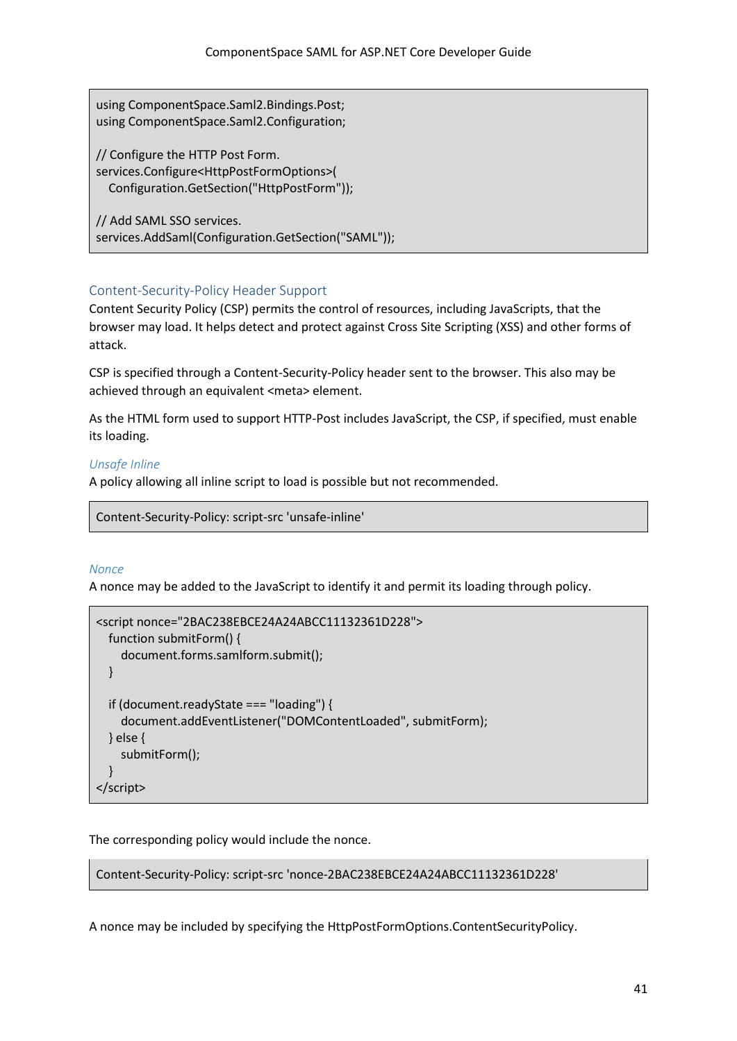```
using ComponentSpace.Saml2.Bindings.Post;
using ComponentSpace.Saml2.Configuration;

// Configure the HTTP Post Form.
services.Configure<HttpPostFormOptions>(
   Configuration.GetSection("HttpPostForm"));

// Add SAML SSO services.
services.AddSaml(Configuration.GetSection("SAML"));
```

## Content-Security-Policy Header Support

Content Security Policy (CSP) permits the control of resources, including JavaScripts, that the browser may load. It helps detect and protect against Cross Site Scripting (XSS) and other forms of attack.

CSP is specified through a Content-Security-Policy header sent to the browser. This also may be achieved through an equivalent <meta> element.

As the HTML form used to support HTTP-Post includes JavaScript, the CSP, if specified, must enable its loading.

### *Unsafe Inline*

A policy allowing all inline script to load is possible but not recommended.

```
Content-Security-Policy: script-src 'unsafe-inline'
```

### *Nonce*

A nonce may be added to the JavaScript to identify it and permit its loading through policy.

```
<script nonce="2BAC238EBCE24A24ABCC11132361D228">
   function submitForm() {
      document.forms.samlform.submit();
   }

   if (document.readyState === "loading") {
      document.addEventListener("DOMContentLoaded", submitForm);
   } else {
      submitForm();
   }
</script>
```

The corresponding policy would include the nonce.

```
Content-Security-Policy: script-src 'nonce-2BAC238EBCE24A24ABCC11132361D228'
```

A nonce may be included by specifying the HttpPostFormOptions.ContentSecurityPolicy.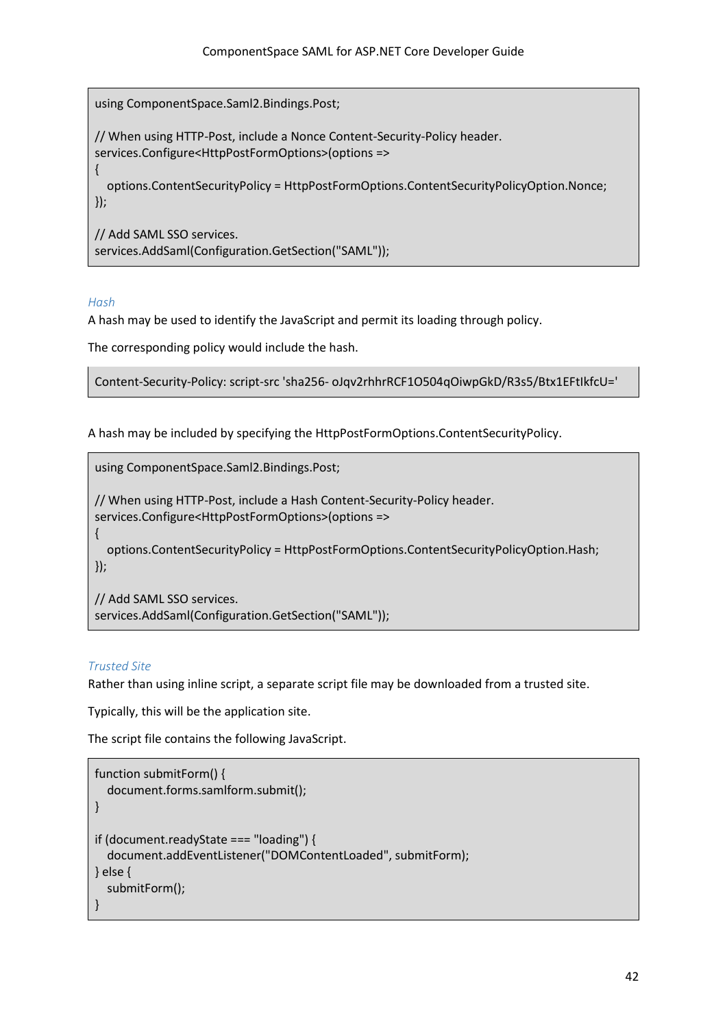```
using ComponentSpace.Saml2.Bindings.Post;

// When using HTTP-Post, include a Nonce Content-Security-Policy header.
services.Configure<HttpPostFormOptions>(options =>
{
  options.ContentSecurityPolicy = HttpPostFormOptions.ContentSecurityPolicyOption.Nonce;
});

// Add SAML SSO services.
services.AddSaml(Configuration.GetSection("SAML"));
```

#### *Hash*

A hash may be used to identify the JavaScript and permit its loading through policy.

The corresponding policy would include the hash.

```
Content-Security-Policy: script-src 'sha256- oJqv2rhhrRCF1O504qOiwpGkD/R3s5/Btx1EFtIkfcU='
```

A hash may be included by specifying the HttpPostFormOptions.ContentSecurityPolicy.

```
using ComponentSpace.Saml2.Bindings.Post;

// When using HTTP-Post, include a Hash Content-Security-Policy header.
services.Configure<HttpPostFormOptions>(options =>
{
  options.ContentSecurityPolicy = HttpPostFormOptions.ContentSecurityPolicyOption.Hash;
});

// Add SAML SSO services.
services.AddSaml(Configuration.GetSection("SAML"));
```

#### *Trusted Site*

Rather than using inline script, a separate script file may be downloaded from a trusted site.

Typically, this will be the application site.

The script file contains the following JavaScript.

```
function submitForm() {
  document.forms.samlform.submit();
}

if (document.readyState === "loading") {
  document.addEventListener("DOMContentLoaded", submitForm);
} else {
  submitForm();
}
```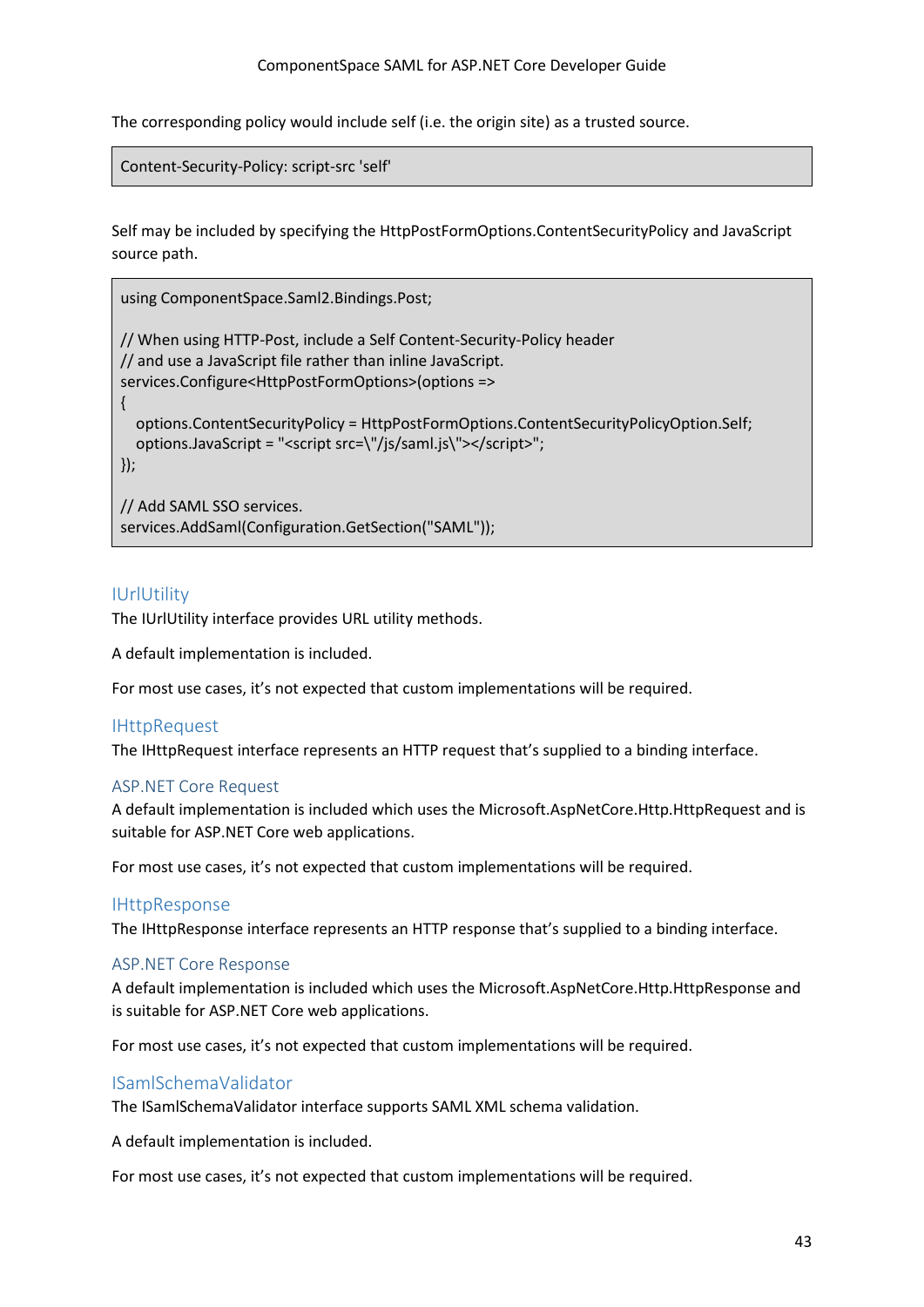The corresponding policy would include self (i.e. the origin site) as a trusted source.

```
Content-Security-Policy: script-src 'self'
```

Self may be included by specifying the HttpPostFormOptions.ContentSecurityPolicy and JavaScript source path.

```
using ComponentSpace.Saml2.Bindings.Post;

// When using HTTP-Post, include a Self Content-Security-Policy header
// and use a JavaScript file rather than inline JavaScript.
services.Configure<HttpPostFormOptions>(options =>
{
    options.ContentSecurityPolicy = HttpPostFormOptions.ContentSecurityPolicyOption.Self;
    options.JavaScript = "<script src=\"/js/saml.js\"></script>";
});

// Add SAML SSO services.
services.AddSaml(Configuration.GetSection("SAML"));
```

## IUrlUtility

The IUrlUtility interface provides URL utility methods.

A default implementation is included.

For most use cases, it's not expected that custom implementations will be required.

## IHttpRequest

The IHttpRequest interface represents an HTTP request that's supplied to a binding interface.

### ASP.NET Core Request

A default implementation is included which uses the Microsoft.AspNetCore.Http.HttpRequest and is suitable for ASP.NET Core web applications.

For most use cases, it's not expected that custom implementations will be required.

## IHttpResponse

The IHttpResponse interface represents an HTTP response that's supplied to a binding interface.

### ASP.NET Core Response

A default implementation is included which uses the Microsoft.AspNetCore.Http.HttpResponse and is suitable for ASP.NET Core web applications.

For most use cases, it's not expected that custom implementations will be required.

## ISamlSchemaValidator

The ISamlSchemaValidator interface supports SAML XML schema validation.

A default implementation is included.

For most use cases, it's not expected that custom implementations will be required.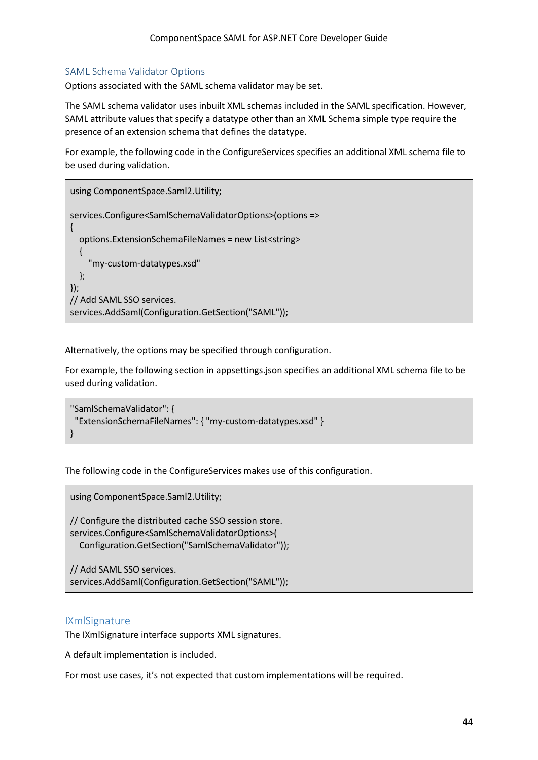## SAML Schema Validator Options

Options associated with the SAML schema validator may be set.

The SAML schema validator uses inbuilt XML schemas included in the SAML specification. However, SAML attribute values that specify a datatype other than an XML Schema simple type require the presence of an extension schema that defines the datatype.

For example, the following code in the ConfigureServices specifies an additional XML schema file to be used during validation.

```
using ComponentSpace.Saml2.Utility;

services.Configure<SamlSchemaValidatorOptions>(options =>
{
   options.ExtensionSchemaFileNames = new List<string>
   {
      "my-custom-datatypes.xsd"
   };
});
// Add SAML SSO services.
services.AddSaml(Configuration.GetSection("SAML"));
```

Alternatively, the options may be specified through configuration.

For example, the following section in appsettings.json specifies an additional XML schema file to be used during validation.

```
"SamlSchemaValidator": {
  "ExtensionSchemaFileNames": { "my-custom-datatypes.xsd" }
}
```

The following code in the ConfigureServices makes use of this configuration.

```
using ComponentSpace.Saml2.Utility;

// Configure the distributed cache SSO session store.
services.Configure<SamlSchemaValidatorOptions>(
   Configuration.GetSection("SamlSchemaValidator"));

// Add SAML SSO services.
services.AddSaml(Configuration.GetSection("SAML"));
```

## IXmlSignature

The IXmlSignature interface supports XML signatures.

A default implementation is included.

For most use cases, it's not expected that custom implementations will be required.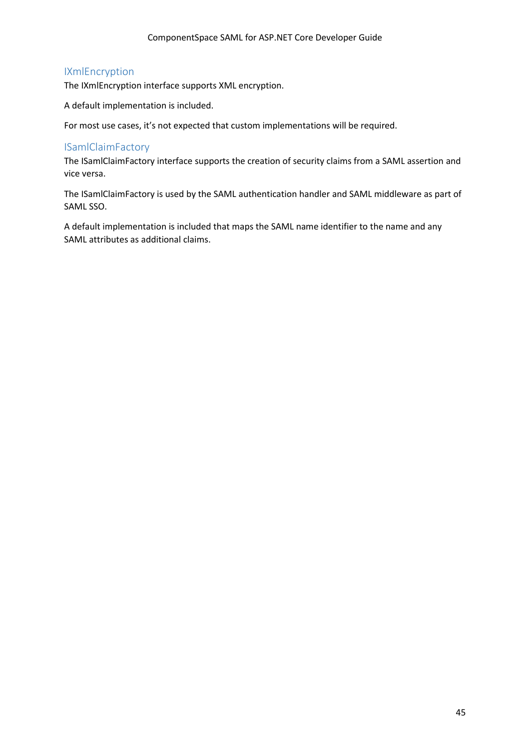### IXmlEncryption

The IXmlEncryption interface supports XML encryption.

A default implementation is included.

For most use cases, it's not expected that custom implementations will be required.

### ISamlClaimFactory

The ISamlClaimFactory interface supports the creation of security claims from a SAML assertion and vice versa.

The ISamlClaimFactory is used by the SAML authentication handler and SAML middleware as part of SAML SSO.

A default implementation is included that maps the SAML name identifier to the name and any SAML attributes as additional claims.